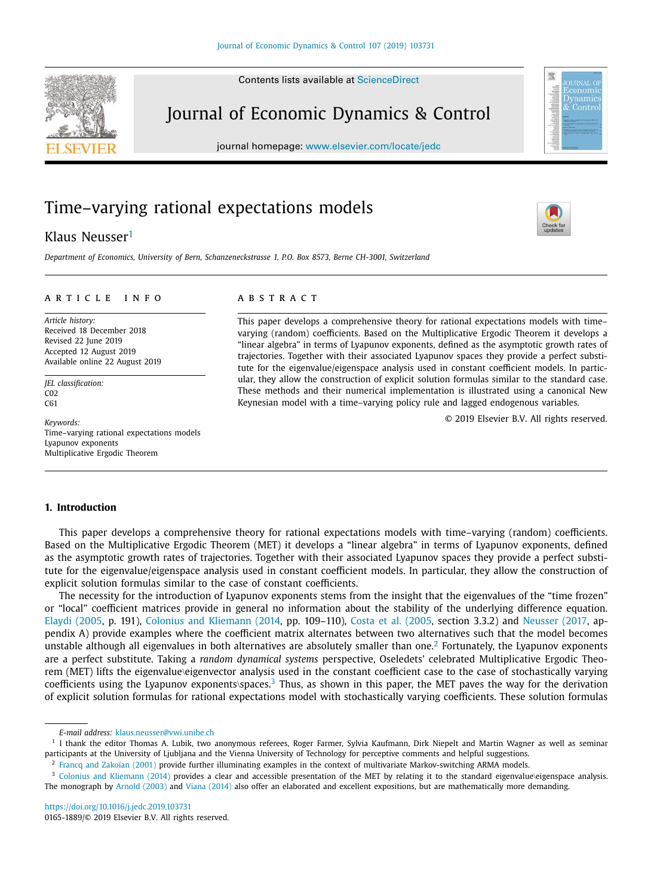# Time–varying rational expectations models

Klaus Neusser[1]

*Department of Economics, University of Bern, Schanzeneckstrasse 1, P.O. Box 8573, Berne CH-3001, Switzerland*

---

**ARTICLE INFO**

*Article history:*
Received 18 December 2018
Revised 22 June 2019
Accepted 12 August 2019
Available online 22 August 2019

*JEL classification:*
C02
C61

*Keywords:*
Time–varying rational expectations models
Lyapunov exponents
Multiplicative Ergodic Theorem

**ABSTRACT**

This paper develops a comprehensive theory for rational expectations models with time–varying (random) coefficients. Based on the Multiplicative Ergodic Theorem it develops a "linear algebra" in terms of Lyapunov exponents, defined as the asymptotic growth rates of trajectories. Together with their associated Lyapunov spaces they provide a perfect substitute for the eigenvalue/eigenspace analysis used in constant coefficient models. In particular, they allow the construction of explicit solution formulas similar to the standard case. These methods and their numerical implementation is illustrated using a canonical New Keynesian model with a time–varying policy rule and lagged endogenous variables.

© 2019 Elsevier B.V. All rights reserved.

---

## 1. Introduction

This paper develops a comprehensive theory for rational expectations models with time–varying (random) coefficients. Based on the Multiplicative Ergodic Theorem (MET) it develops a "linear algebra" in terms of Lyapunov exponents, defined as the asymptotic growth rates of trajectories. Together with their associated Lyapunov spaces they provide a perfect substitute for the eigenvalue/eigenspace analysis used in constant coefficient models. In particular, they allow the construction of explicit solution formulas similar to the case of constant coefficients.

The necessity for the introduction of Lyapunov exponents stems from the insight that the eigenvalues of the "time frozen" or "local" coefficient matrices provide in general no information about the stability of the underlying difference equation. Elaydi (2005, p. 191), Colonius and Kliemann (2014, pp. 109–110), Costa et al. (2005, section 3.3.2) and Neusser (2017, appendix A) provide examples where the coefficient matrix alternates between two alternatives such that the model becomes unstable although all eigenvalues in both alternatives are absolutely smaller than one.[2] Fortunately, the Lyapunov exponents are a perfect substitute. Taking a *random dynamical systems* perspective, Oseledets' celebrated Multiplicative Ergodic Theorem (MET) lifts the eigenvalue\eigenvector analysis used in the constant coefficient case to the case of stochastically varying coefficients using the Lyapunov exponents\spaces.[3] Thus, as shown in this paper, the MET paves the way for the derivation of explicit solution formulas for rational expectations model with stochastically varying coefficients. These solution formulas

---

*E-mail address:* klaus.neusser@vwi.unibe.ch

[1] I thank the editor Thomas A. Lubik, two anonymous referees, Roger Farmer, Sylvia Kaufmann, Dirk Niepelt and Martin Wagner as well as seminar participants at the University of Ljubljana and the Vienna University of Technology for perceptive comments and helpful suggestions.

[2] Francq and Zakoïan (2001) provide further illuminating examples in the context of multivariate Markov-switching ARMA models.

[3] Colonius and Kliemann (2014) provides a clear and accessible presentation of the MET by relating it to the standard eigenvalue\eigenspace analysis. The monograph by Arnold (2003) and Viana (2014) also offer an elaborated and excellent expositions, but are mathematically more demanding.

https://doi.org/10.1016/j.jedc.2019.103731
0165-1889/© 2019 Elsevier B.V. All rights reserved.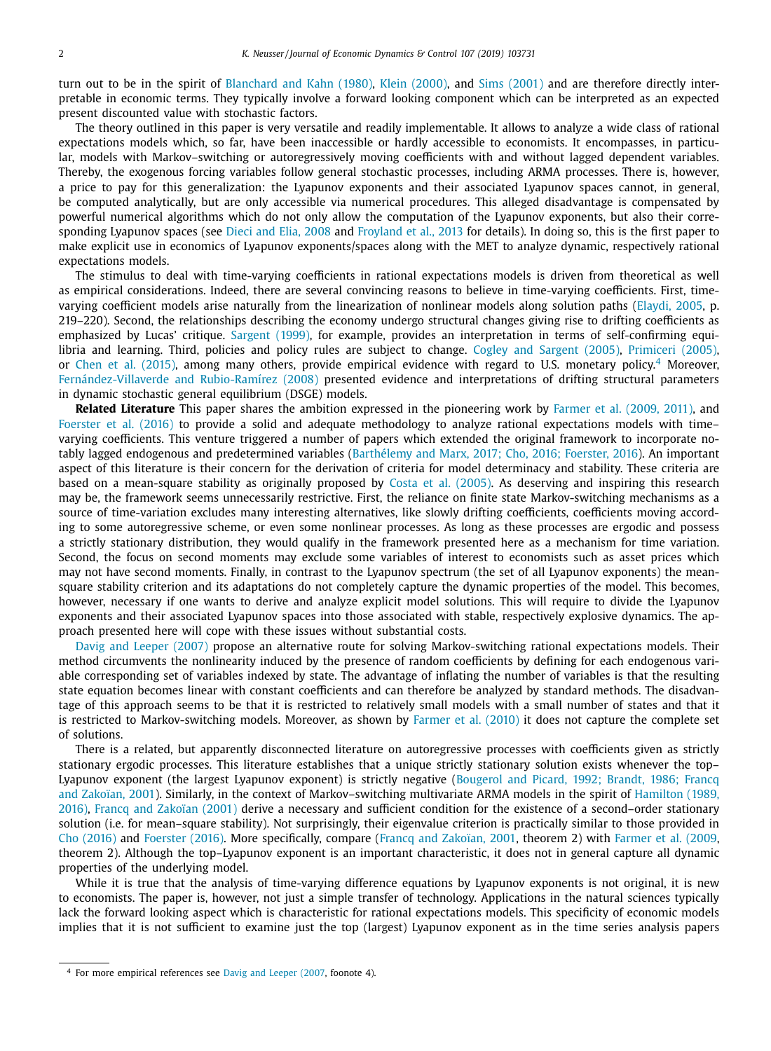turn out to be in the spirit of Blanchard and Kahn (1980), Klein (2000), and Sims (2001) and are therefore directly interpretable in economic terms. They typically involve a forward looking component which can be interpreted as an expected present discounted value with stochastic factors.

The theory outlined in this paper is very versatile and readily implementable. It allows to analyze a wide class of rational expectations models which, so far, have been inaccessible or hardly accessible to economists. It encompasses, in particular, models with Markov–switching or autoregressively moving coefficients with and without lagged dependent variables. Thereby, the exogenous forcing variables follow general stochastic processes, including ARMA processes. There is, however, a price to pay for this generalization: the Lyapunov exponents and their associated Lyapunov spaces cannot, in general, be computed analytically, but are only accessible via numerical procedures. This alleged disadvantage is compensated by powerful numerical algorithms which do not only allow the computation of the Lyapunov exponents, but also their corresponding Lyapunov spaces (see Dieci and Elia, 2008 and Froyland et al., 2013 for details). In doing so, this is the first paper to make explicit use in economics of Lyapunov exponents/spaces along with the MET to analyze dynamic, respectively rational expectations models.

The stimulus to deal with time-varying coefficients in rational expectations models is driven from theoretical as well as empirical considerations. Indeed, there are several convincing reasons to believe in time-varying coefficients. First, time-varying coefficient models arise naturally from the linearization of nonlinear models along solution paths (Elaydi, 2005, p. 219–220). Second, the relationships describing the economy undergo structural changes giving rise to drifting coefficients as emphasized by Lucas' critique. Sargent (1999), for example, provides an interpretation in terms of self-confirming equilibria and learning. Third, policies and policy rules are subject to change. Cogley and Sargent (2005), Primiceri (2005), or Chen et al. (2015), among many others, provide empirical evidence with regard to U.S. monetary policy.[4] Moreover, Fernández-Villaverde and Rubio-Ramírez (2008) presented evidence and interpretations of drifting structural parameters in dynamic stochastic general equilibrium (DSGE) models.

**Related Literature** This paper shares the ambition expressed in the pioneering work by Farmer et al. (2009, 2011), and Foerster et al. (2016) to provide a solid and adequate methodology to analyze rational expectations models with time–varying coefficients. This venture triggered a number of papers which extended the original framework to incorporate notably lagged endogenous and predetermined variables (Barthélemy and Marx, 2017; Cho, 2016; Foerster, 2016). An important aspect of this literature is their concern for the derivation of criteria for model determinacy and stability. These criteria are based on a mean-square stability as originally proposed by Costa et al. (2005). As deserving and inspiring this research may be, the framework seems unnecessarily restrictive. First, the reliance on finite state Markov-switching mechanisms as a source of time-variation excludes many interesting alternatives, like slowly drifting coefficients, coefficients moving according to some autoregressive scheme, or even some nonlinear processes. As long as these processes are ergodic and possess a strictly stationary distribution, they would qualify in the framework presented here as a mechanism for time variation. Second, the focus on second moments may exclude some variables of interest to economists such as asset prices which may not have second moments. Finally, in contrast to the Lyapunov spectrum (the set of all Lyapunov exponents) the mean-square stability criterion and its adaptations do not completely capture the dynamic properties of the model. This becomes, however, necessary if one wants to derive and analyze explicit model solutions. This will require to divide the Lyapunov exponents and their associated Lyapunov spaces into those associated with stable, respectively explosive dynamics. The approach presented here will cope with these issues without substantial costs.

Davig and Leeper (2007) propose an alternative route for solving Markov-switching rational expectations models. Their method circumvents the nonlinearity induced by the presence of random coefficients by defining for each endogenous variable corresponding set of variables indexed by state. The advantage of inflating the number of variables is that the resulting state equation becomes linear with constant coefficients and can therefore be analyzed by standard methods. The disadvantage of this approach seems to be that it is restricted to relatively small models with a small number of states and that it is restricted to Markov-switching models. Moreover, as shown by Farmer et al. (2010) it does not capture the complete set of solutions.

There is a related, but apparently disconnected literature on autoregressive processes with coefficients given as strictly stationary ergodic processes. This literature establishes that a unique strictly stationary solution exists whenever the top–Lyapunov exponent (the largest Lyapunov exponent) is strictly negative (Bougerol and Picard, 1992; Brandt, 1986; Francq and Zakoïan, 2001). Similarly, in the context of Markov–switching multivariate ARMA models in the spirit of Hamilton (1989, 2016), Francq and Zakoïan (2001) derive a necessary and sufficient condition for the existence of a second–order stationary solution (i.e. for mean–square stability). Not surprisingly, their eigenvalue criterion is practically similar to those provided in Cho (2016) and Foerster (2016). More specifically, compare (Francq and Zakoïan, 2001, theorem 2) with Farmer et al. (2009, theorem 2). Although the top–Lyapunov exponent is an important characteristic, it does not in general capture all dynamic properties of the underlying model.

While it is true that the analysis of time-varying difference equations by Lyapunov exponents is not original, it is new to economists. The paper is, however, not just a simple transfer of technology. Applications in the natural sciences typically lack the forward looking aspect which is characteristic for rational expectations models. This specificity of economic models implies that it is not sufficient to examine just the top (largest) Lyapunov exponent as in the time series analysis papers

[4] For more empirical references see Davig and Leeper (2007, foonote 4).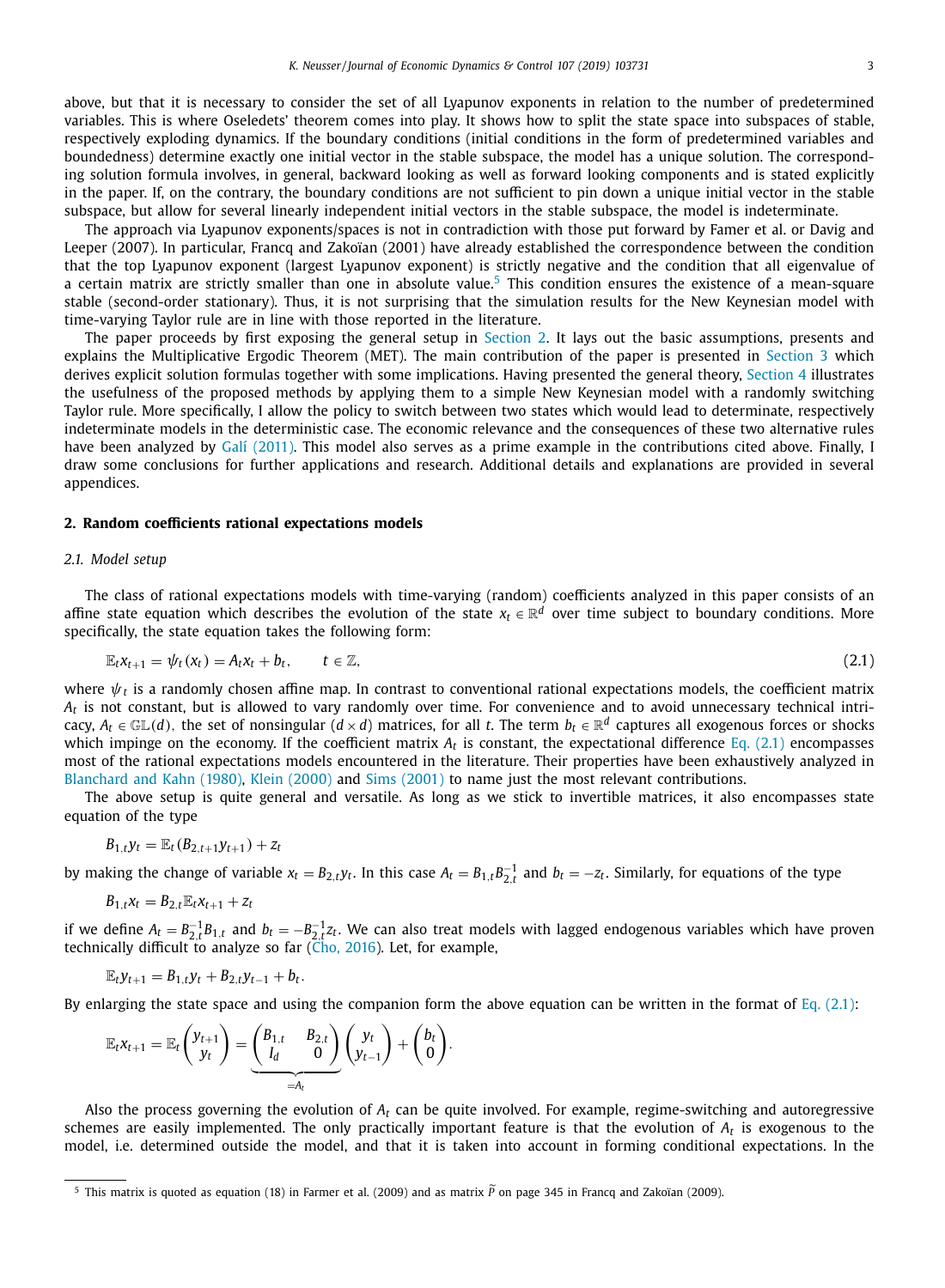above, but that it is necessary to consider the set of all Lyapunov exponents in relation to the number of predetermined variables. This is where Oseledets' theorem comes into play. It shows how to split the state space into subspaces of stable, respectively exploding dynamics. If the boundary conditions (initial conditions in the form of predetermined variables and boundedness) determine exactly one initial vector in the stable subspace, the model has a unique solution. The corresponding solution formula involves, in general, backward looking as well as forward looking components and is stated explicitly in the paper. If, on the contrary, the boundary conditions are not sufficient to pin down a unique initial vector in the stable subspace, but allow for several linearly independent initial vectors in the stable subspace, the model is indeterminate.

The approach via Lyapunov exponents/spaces is not in contradiction with those put forward by Famer et al. or Davig and Leeper (2007). In particular, Francq and Zakoïan (2001) have already established the correspondence between the condition that the top Lyapunov exponent (largest Lyapunov exponent) is strictly negative and the condition that all eigenvalue of a certain matrix are strictly smaller than one in absolute value.[5] This condition ensures the existence of a mean-square stable (second-order stationary). Thus, it is not surprising that the simulation results for the New Keynesian model with time-varying Taylor rule are in line with those reported in the literature.

The paper proceeds by first exposing the general setup in Section 2. It lays out the basic assumptions, presents and explains the Multiplicative Ergodic Theorem (MET). The main contribution of the paper is presented in Section 3 which derives explicit solution formulas together with some implications. Having presented the general theory, Section 4 illustrates the usefulness of the proposed methods by applying them to a simple New Keynesian model with a randomly switching Taylor rule. More specifically, I allow the policy to switch between two states which would lead to determinate, respectively indeterminate models in the deterministic case. The economic relevance and the consequences of these two alternative rules have been analyzed by Galí (2011). This model also serves as a prime example in the contributions cited above. Finally, I draw some conclusions for further applications and research. Additional details and explanations are provided in several appendices.

## 2. Random coefficients rational expectations models

### 2.1. Model setup

The class of rational expectations models with time-varying (random) coefficients analyzed in this paper consists of an affine state equation which describes the evolution of the state $x_t \in \mathbb{R}^d$ over time subject to boundary conditions. More specifically, the state equation takes the following form:

$$\mathbb{E}_t x_{t+1} = \psi_t(x_t) = A_t x_t + b_t, \qquad t \in \mathbb{Z}, \tag{2.1}$$

where $\psi_t$ is a randomly chosen affine map. In contrast to conventional rational expectations models, the coefficient matrix $A_t$ is not constant, but is allowed to vary randomly over time. For convenience and to avoid unnecessary technical intricacy, $A_t \in \mathbb{GL}(d)$, the set of nonsingular $(d \times d)$ matrices, for all $t$. The term $b_t \in \mathbb{R}^d$ captures all exogenous forces or shocks which impinge on the economy. If the coefficient matrix $A_t$ is constant, the expectational difference Eq. (2.1) encompasses most of the rational expectations models encountered in the literature. Their properties have been exhaustively analyzed in Blanchard and Kahn (1980), Klein (2000) and Sims (2001) to name just the most relevant contributions.

The above setup is quite general and versatile. As long as we stick to invertible matrices, it also encompasses state equation of the type

$$B_{1,t} y_t = \mathbb{E}_t (B_{2,t+1} y_{t+1}) + z_t$$

by making the change of variable $x_t = B_{2,t} y_t$. In this case $A_t = B_{1,t} B_{2,t}^{-1}$ and $b_t = -z_t$. Similarly, for equations of the type

$$B_{1,t} x_t = B_{2,t} \mathbb{E}_t x_{t+1} + z_t$$

if we define $A_t = B_{2,t}^{-1} B_{1,t}$ and $b_t = -B_{2,t}^{-1} z_t$. We can also treat models with lagged endogenous variables which have proven technically difficult to analyze so far (Cho, 2016). Let, for example,

$$\mathbb{E}_t y_{t+1} = B_{1,t} y_t + B_{2,t} y_{t-1} + b_t.$$

By enlarging the state space and using the companion form the above equation can be written in the format of Eq. (2.1):

$$\mathbb{E}_t x_{t+1} = \mathbb{E}_t \begin{pmatrix} y_{t+1} \\ y_t \end{pmatrix} = \underbrace{\begin{pmatrix} B_{1,t} & B_{2,t} \\ I_d & 0 \end{pmatrix}}_{=A_t} \begin{pmatrix} y_t \\ y_{t-1} \end{pmatrix} + \begin{pmatrix} b_t \\ 0 \end{pmatrix}.$$

Also the process governing the evolution of $A_t$ can be quite involved. For example, regime-switching and autoregressive schemes are easily implemented. The only practically important feature is that the evolution of $A_t$ is exogenous to the model, i.e. determined outside the model, and that it is taken into account in forming conditional expectations. In the

[5] This matrix is quoted as equation (18) in Farmer et al. (2009) and as matrix $\widetilde{P}$ on page 345 in Francq and Zakoïan (2009).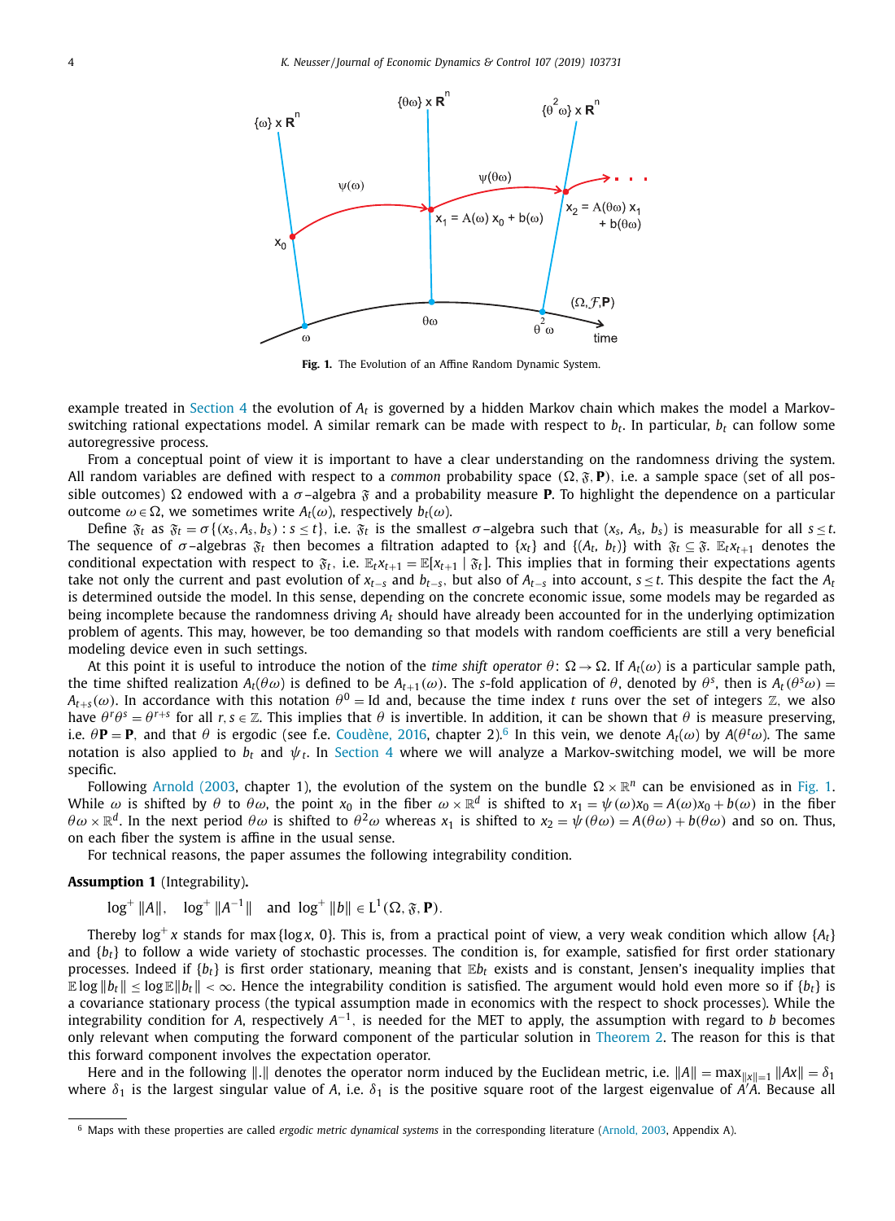Fig. 1. The Evolution of an Affine Random Dynamic System.

example treated in Section 4 the evolution of $A_t$ is governed by a hidden Markov chain which makes the model a Markov-switching rational expectations model. A similar remark can be made with respect to $b_t$. In particular, $b_t$ can follow some autoregressive process.

From a conceptual point of view it is important to have a clear understanding on the randomness driving the system. All random variables are defined with respect to a *common* probability space $(\Omega, \mathfrak{F}, \mathbf{P})$, i.e. a sample space (set of all possible outcomes) $\Omega$ endowed with a $\sigma$–algebra $\mathfrak{F}$ and a probability measure $\mathbf{P}$. To highlight the dependence on a particular outcome $\omega \in \Omega$, we sometimes write $A_t(\omega)$, respectively $b_t(\omega)$.

Define $\mathfrak{F}_t$ as $\mathfrak{F}_t = \sigma\{(x_s, A_s, b_s) : s \leq t\}$, i.e. $\mathfrak{F}_t$ is the smallest $\sigma$–algebra such that $(x_s, A_s, b_s)$ is measurable for all $s \leq t$. The sequence of $\sigma$–algebras $\mathfrak{F}_t$ then becomes a filtration adapted to $\{x_t\}$ and $\{(A_t, b_t)\}$ with $\mathfrak{F}_t \subseteq \mathfrak{F}$. $\mathbb{E}_t x_{t+1}$ denotes the conditional expectation with respect to $\mathfrak{F}_t$, i.e. $\mathbb{E}_t x_{t+1} = \mathbb{E}[x_{t+1} \mid \mathfrak{F}_t]$. This implies that in forming their expectations agents take not only the current and past evolution of $x_{t-s}$ and $b_{t-s}$, but also of $A_{t-s}$ into account, $s \leq t$. This despite the fact the $A_t$ is determined outside the model. In this sense, depending on the concrete economic issue, some models may be regarded as being incomplete because the randomness driving $A_t$ should have already been accounted for in the underlying optimization problem of agents. This may, however, be too demanding so that models with random coefficients are still a very beneficial modeling device even in such settings.

At this point it is useful to introduce the notion of the *time shift operator* $\theta$: $\Omega \to \Omega$. If $A_t(\omega)$ is a particular sample path, the time shifted realization $A_t(\theta\omega)$ is defined to be $A_{t+1}(\omega)$. The $s$-fold application of $\theta$, denoted by $\theta^s$, then is $A_t(\theta^s\omega) = A_{t+s}(\omega)$. In accordance with this notation $\theta^0 = \mathrm{Id}$ and, because the time index $t$ runs over the set of integers $\mathbb{Z}$, we also have $\theta^r\theta^s = \theta^{r+s}$ for all $r, s \in \mathbb{Z}$. This implies that $\theta$ is invertible. In addition, it can be shown that $\theta$ is measure preserving, i.e. $\theta\mathbf{P} = \mathbf{P}$, and that $\theta$ is ergodic (see f.e. Coudène, 2016, chapter 2).[6] In this vein, we denote $A_t(\omega)$ by $A(\theta^t\omega)$. The same notation is also applied to $b_t$ and $\psi_t$. In Section 4 where we will analyze a Markov-switching model, we will be more specific.

Following Arnold (2003, chapter 1), the evolution of the system on the bundle $\Omega \times \mathbb{R}^n$ can be envisioned as in Fig. 1. While $\omega$ is shifted by $\theta$ to $\theta\omega$, the point $x_0$ in the fiber $\omega \times \mathbb{R}^d$ is shifted to $x_1 = \psi(\omega)x_0 = A(\omega)x_0 + b(\omega)$ in the fiber $\theta\omega \times \mathbb{R}^d$. In the next period $\theta\omega$ is shifted to $\theta^2\omega$ whereas $x_1$ is shifted to $x_2 = \psi(\theta\omega) = A(\theta\omega) + b(\theta\omega)$ and so on. Thus, on each fiber the system is affine in the usual sense.

For technical reasons, the paper assumes the following integrability condition.

**Assumption 1** (Integrability)**.**

$$\log^+ \|A\|, \quad \log^+ \|A^{-1}\| \quad \text{and } \log^+ \|b\| \in \mathrm{L}^1(\Omega, \mathfrak{F}, \mathbf{P}).$$

Thereby $\log^+ x$ stands for $\max\{\log x, 0\}$. This is, from a practical point of view, a very weak condition which allow $\{A_t\}$ and $\{b_t\}$ to follow a wide variety of stochastic processes. The condition is, for example, satisfied for first order stationary processes. Indeed if $\{b_t\}$ is first order stationary, meaning that $\mathbb{E}b_t$ exists and is constant, Jensen's inequality implies that $\mathbb{E}\log\|b_t\| \leq \log\mathbb{E}\|b_t\| < \infty$. Hence the integrability condition is satisfied. The argument would hold even more so if $\{b_t\}$ is a covariance stationary process (the typical assumption made in economics with the respect to shock processes). While the integrability condition for $A$, respectively $A^{-1}$, is needed for the MET to apply, the assumption with regard to $b$ becomes only relevant when computing the forward component of the particular solution in Theorem 2. The reason for this is that this forward component involves the expectation operator.

Here and in the following $\|.\|$ denotes the operator norm induced by the Euclidean metric, i.e. $\|A\| = \max_{\|x\|=1}\|Ax\| = \delta_1$ where $\delta_1$ is the largest singular value of $A$, i.e. $\delta_1$ is the positive square root of the largest eigenvalue of $A'A$. Because all

[6] Maps with these properties are called *ergodic metric dynamical systems* in the corresponding literature (Arnold, 2003, Appendix A).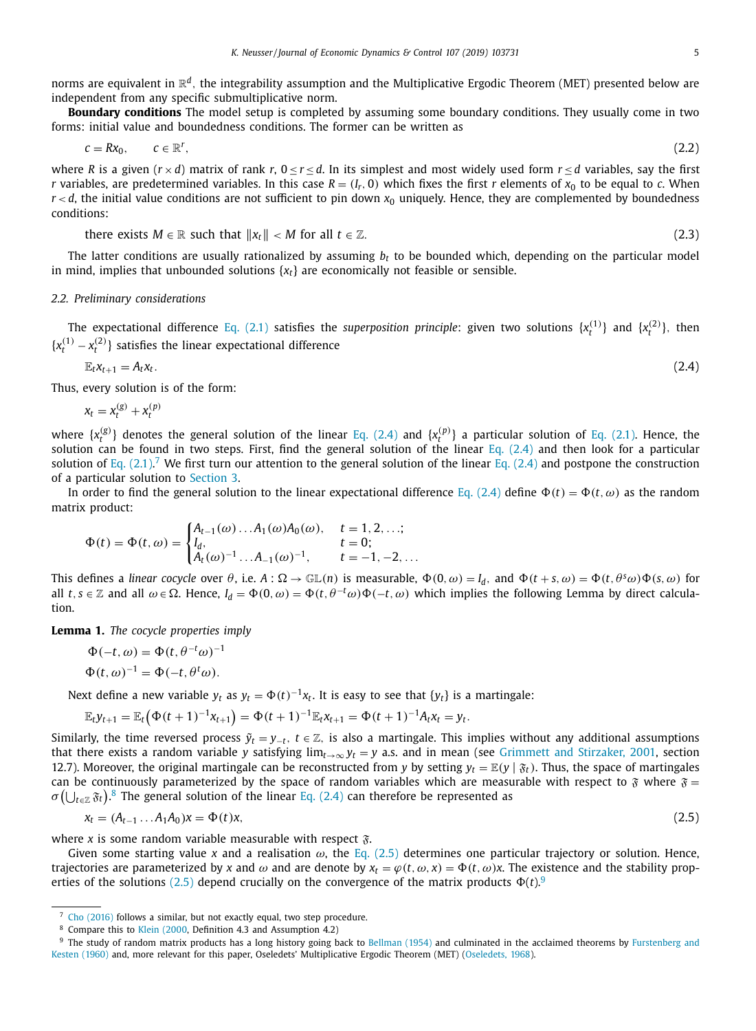norms are equivalent in $\mathbb{R}^d$, the integrability assumption and the Multiplicative Ergodic Theorem (MET) presented below are independent from any specific submultiplicative norm.

**Boundary conditions** The model setup is completed by assuming some boundary conditions. They usually come in two forms: initial value and boundedness conditions. The former can be written as

$$c = Rx_0, \qquad c \in \mathbb{R}^r, \tag{2.2}$$

where $R$ is a given $(r \times d)$ matrix of rank $r$, $0 \le r \le d$. In its simplest and most widely used form $r \le d$ variables, say the first $r$ variables, are predetermined variables. In this case $R = (I_r, 0)$ which fixes the first $r$ elements of $x_0$ to be equal to $c$. When $r < d$, the initial value conditions are not sufficient to pin down $x_0$ uniquely. Hence, they are complemented by boundedness conditions:

$$\text{there exists } M \in \mathbb{R} \text{ such that } \|x_t\| < M \text{ for all } t \in \mathbb{Z}. \tag{2.3}$$

The latter conditions are usually rationalized by assuming $b_t$ to be bounded which, depending on the particular model in mind, implies that unbounded solutions $\{x_t\}$ are economically not feasible or sensible.

### 2.2. Preliminary considerations

The expectational difference Eq. (2.1) satisfies the *superposition principle*: given two solutions $\{x_t^{(1)}\}$ and $\{x_t^{(2)}\}$, then $\{x_t^{(1)} - x_t^{(2)}\}$ satisfies the linear expectational difference

$$\mathbb{E}_t x_{t+1} = A_t x_t. \tag{2.4}$$

Thus, every solution is of the form:

$$x_t = x_t^{(g)} + x_t^{(p)}$$

where $\{x_t^{(g)}\}$ denotes the general solution of the linear Eq. (2.4) and $\{x_t^{(p)}\}$ a particular solution of Eq. (2.1). Hence, the solution can be found in two steps. First, find the general solution of the linear Eq. (2.4) and then look for a particular solution of Eq. (2.1).[7] We first turn our attention to the general solution of the linear Eq. (2.4) and postpone the construction of a particular solution to Section 3.

In order to find the general solution to the linear expectational difference Eq. (2.4) define $\Phi(t) = \Phi(t, \omega)$ as the random matrix product:

$$\Phi(t) = \Phi(t, \omega) = \begin{cases} A_{t-1}(\omega) \ldots A_1(\omega) A_0(\omega), & t = 1, 2, \ldots; \\ I_d, & t = 0; \\ A_t(\omega)^{-1} \ldots A_{-1}(\omega)^{-1}, & t = -1, -2, \ldots \end{cases}$$

This defines a *linear cocycle* over $\theta$, i.e. $A : \Omega \to \mathbb{GL}(n)$ is measurable, $\Phi(0, \omega) = I_d$, and $\Phi(t+s, \omega) = \Phi(t, \theta^s \omega)\Phi(s, \omega)$ for all $t, s \in \mathbb{Z}$ and all $\omega \in \Omega$. Hence, $I_d = \Phi(0, \omega) = \Phi(t, \theta^{-t}\omega)\Phi(-t, \omega)$ which implies the following Lemma by direct calculation.

**Lemma 1.** *The cocycle properties imply*

$$\Phi(-t, \omega) = \Phi(t, \theta^{-t}\omega)^{-1}$$
$$\Phi(t, \omega)^{-1} = \Phi(-t, \theta^t \omega).$$

Next define a new variable $y_t$ as $y_t = \Phi(t)^{-1} x_t$. It is easy to see that $\{y_t\}$ is a martingale:

$$\mathbb{E}_t y_{t+1} = \mathbb{E}_t\left(\Phi(t+1)^{-1} x_{t+1}\right) = \Phi(t+1)^{-1} \mathbb{E}_t x_{t+1} = \Phi(t+1)^{-1} A_t x_t = y_t.$$

Similarly, the time reversed process $\tilde{y}_t = y_{-t}$, $t \in \mathbb{Z}$, is also a martingale. This implies without any additional assumptions that there exists a random variable $y$ satisfying $\lim_{t\to\infty} y_t = y$ a.s. and in mean (see Grimmett and Stirzaker, 2001, section 12.7). Moreover, the original martingale can be reconstructed from $y$ by setting $y_t = \mathbb{E}(y \mid \mathfrak{F}_t)$. Thus, the space of martingales can be continuously parameterized by the space of random variables which are measurable with respect to $\mathfrak{F}$ where $\mathfrak{F} = \sigma\left(\bigcup_{t\in\mathbb{Z}} \mathfrak{F}_t\right)$.[8] The general solution of the linear Eq. (2.4) can therefore be represented as

$$x_t = (A_{t-1} \ldots A_1 A_0) x = \Phi(t) x, \tag{2.5}$$

where $x$ is some random variable measurable with respect $\mathfrak{F}$.

Given some starting value $x$ and a realisation $\omega$, the Eq. (2.5) determines one particular trajectory or solution. Hence, trajectories are parameterized by $x$ and $\omega$ and are denote by $x_t = \varphi(t, \omega, x) = \Phi(t, \omega)x$. The existence and the stability properties of the solutions (2.5) depend crucially on the convergence of the matrix products $\Phi(t)$.[9]

---

[7] Cho (2016) follows a similar, but not exactly equal, two step procedure.

[8] Compare this to Klein (2000, Definition 4.3 and Assumption 4.2)

[9] The study of random matrix products has a long history going back to Bellman (1954) and culminated in the acclaimed theorems by Furstenberg and Kesten (1960) and, more relevant for this paper, Oseledets' Multiplicative Ergodic Theorem (MET) (Oseledets, 1968).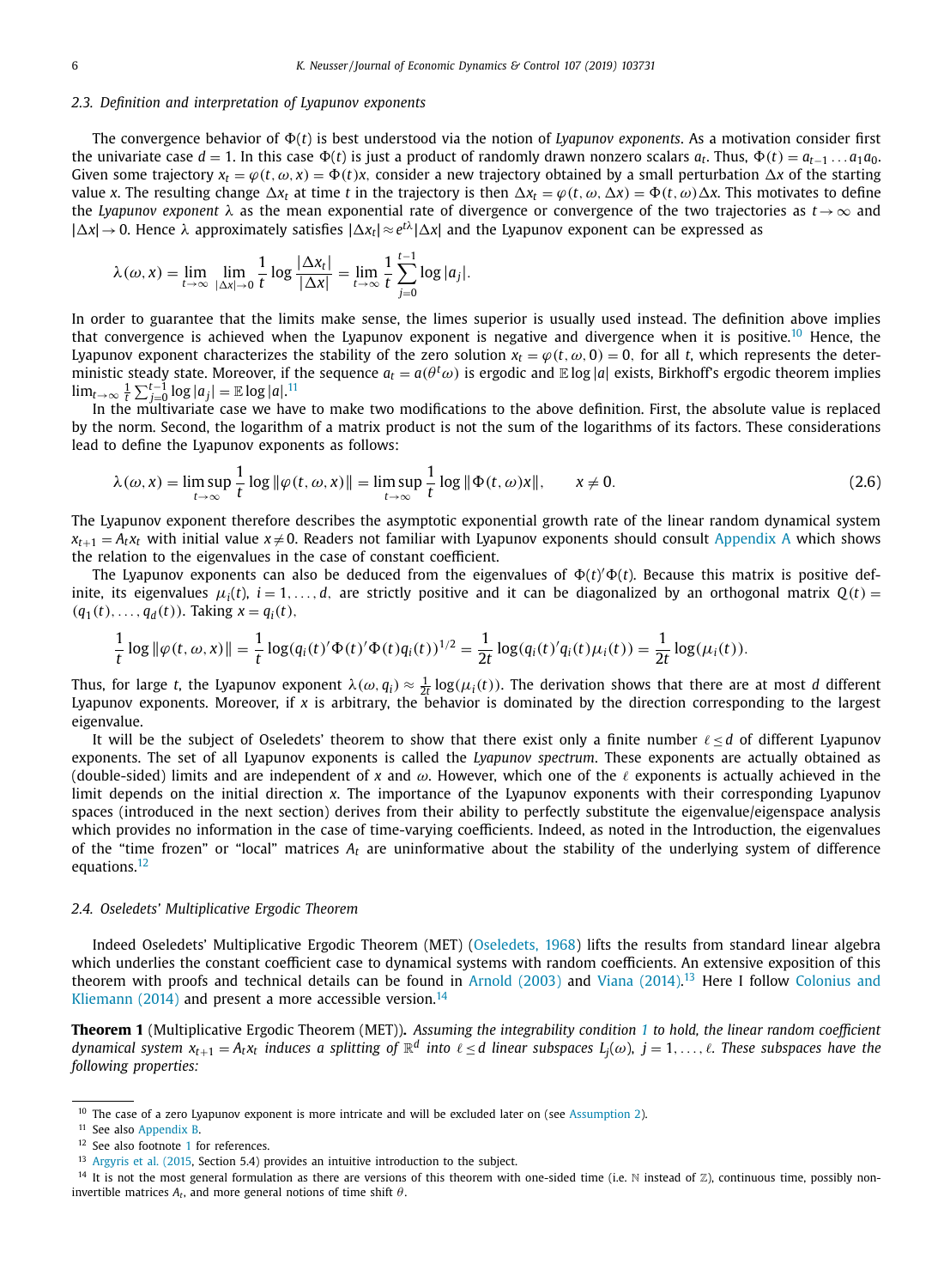### 2.3. Definition and interpretation of Lyapunov exponents

The convergence behavior of $\Phi(t)$ is best understood via the notion of *Lyapunov exponents*. As a motivation consider first the univariate case $d = 1$. In this case $\Phi(t)$ is just a product of randomly drawn nonzero scalars $a_t$. Thus, $\Phi(t) = a_{t-1} \dots a_1 a_0$. Given some trajectory $x_t = \varphi(t, \omega, x) = \Phi(t)x$, consider a new trajectory obtained by a small perturbation $\Delta x$ of the starting value $x$. The resulting change $\Delta x_t$ at time $t$ in the trajectory is then $\Delta x_t = \varphi(t, \omega, \Delta x) = \Phi(t, \omega)\Delta x$. This motivates to define the *Lyapunov exponent* $\lambda$ as the mean exponential rate of divergence or convergence of the two trajectories as $t \to \infty$ and $|\Delta x| \to 0$. Hence $\lambda$ approximately satisfies $|\Delta x_t| \approx e^{t\lambda}|\Delta x|$ and the Lyapunov exponent can be expressed as

$$\lambda(\omega, x) = \lim_{t\to\infty} \lim_{|\Delta x|\to 0} \frac{1}{t} \log \frac{|\Delta x_t|}{|\Delta x|} = \lim_{t\to\infty} \frac{1}{t} \sum_{j=0}^{t-1} \log |a_j|.$$

In order to guarantee that the limits make sense, the limes superior is usually used instead. The definition above implies that convergence is achieved when the Lyapunov exponent is negative and divergence when it is positive.[10] Hence, the Lyapunov exponent characterizes the stability of the zero solution $x_t = \varphi(t, \omega, 0) = 0$, for all $t$, which represents the deterministic steady state. Moreover, if the sequence $a_t = a(\theta^t\omega)$ is ergodic and $\mathbb{E}\log|a|$ exists, Birkhoff's ergodic theorem implies $\lim_{t\to\infty} \frac{1}{t}\sum_{j=0}^{t-1} \log|a_j| = \mathbb{E}\log|a|$.[11]

In the multivariate case we have to make two modifications to the above definition. First, the absolute value is replaced by the norm. Second, the logarithm of a matrix product is not the sum of the logarithms of its factors. These considerations lead to define the Lyapunov exponents as follows:

$$\lambda(\omega, x) = \limsup_{t\to\infty} \frac{1}{t} \log \|\varphi(t, \omega, x)\| = \limsup_{t\to\infty} \frac{1}{t} \log \|\Phi(t, \omega)x\|, \qquad x \neq 0. \tag{2.6}$$

The Lyapunov exponent therefore describes the asymptotic exponential growth rate of the linear random dynamical system $x_{t+1} = A_t x_t$ with initial value $x \neq 0$. Readers not familiar with Lyapunov exponents should consult Appendix A which shows the relation to the eigenvalues in the case of constant coefficient.

The Lyapunov exponents can also be deduced from the eigenvalues of $\Phi(t)'\Phi(t)$. Because this matrix is positive definite, its eigenvalues $\mu_i(t)$, $i = 1, \dots, d$, are strictly positive and it can be diagonalized by an orthogonal matrix $Q(t) = (q_1(t), \dots, q_d(t))$. Taking $x = q_i(t)$,

$$\frac{1}{t} \log \|\varphi(t, \omega, x)\| = \frac{1}{t} \log(q_i(t)'\Phi(t)'\Phi(t)q_i(t))^{1/2} = \frac{1}{2t} \log(q_i(t)'q_i(t)\mu_i(t)) = \frac{1}{2t} \log(\mu_i(t)).$$

Thus, for large $t$, the Lyapunov exponent $\lambda(\omega, q_i) \approx \frac{1}{2t}\log(\mu_i(t))$. The derivation shows that there are at most $d$ different Lyapunov exponents. Moreover, if $x$ is arbitrary, the behavior is dominated by the direction corresponding to the largest eigenvalue.

It will be the subject of Oseledets' theorem to show that there exist only a finite number $\ell \leq d$ of different Lyapunov exponents. The set of all Lyapunov exponents is called the *Lyapunov spectrum*. These exponents are actually obtained as (double-sided) limits and are independent of $x$ and $\omega$. However, which one of the $\ell$ exponents is actually achieved in the limit depends on the initial direction $x$. The importance of the Lyapunov exponents with their corresponding Lyapunov spaces (introduced in the next section) derives from their ability to perfectly substitute the eigenvalue/eigenspace analysis which provides no information in the case of time-varying coefficients. Indeed, as noted in the Introduction, the eigenvalues of the "time frozen" or "local" matrices $A_t$ are uninformative about the stability of the underlying system of difference equations.[12]

### 2.4. Oseledets' Multiplicative Ergodic Theorem

Indeed Oseledets' Multiplicative Ergodic Theorem (MET) (Oseledets, 1968) lifts the results from standard linear algebra which underlies the constant coefficient case to dynamical systems with random coefficients. An extensive exposition of this theorem with proofs and technical details can be found in Arnold (2003) and Viana (2014).[13] Here I follow Colonius and Kliemann (2014) and present a more accessible version.[14]

**Theorem 1** (Multiplicative Ergodic Theorem (MET))**.** *Assuming the integrability condition 1 to hold, the linear random coefficient dynamical system $x_{t+1} = A_t x_t$ induces a splitting of $\mathbb{R}^d$ into $\ell \leq d$ linear subspaces $L_j(\omega)$, $j = 1, \dots, \ell$. These subspaces have the following properties:*

---

[10] The case of a zero Lyapunov exponent is more intricate and will be excluded later on (see Assumption 2).

[11] See also Appendix B.

[12] See also footnote 1 for references.

[13] Argyris et al. (2015, Section 5.4) provides an intuitive introduction to the subject.

[14] It is not the most general formulation as there are versions of this theorem with one-sided time (i.e. $\mathbb{N}$ instead of $\mathbb{Z}$), continuous time, possibly non-invertible matrices $A_t$, and more general notions of time shift $\theta$.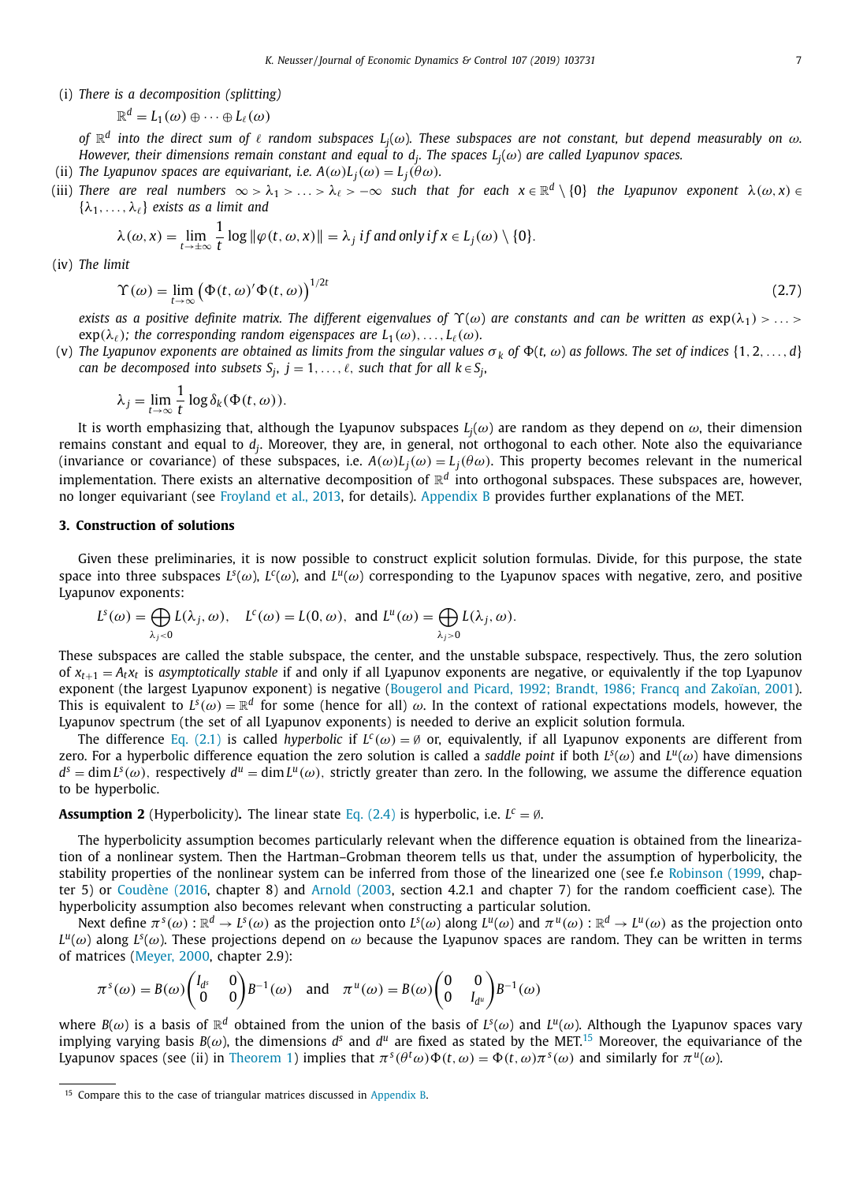(i) *There is a decomposition (splitting)*

$$\mathbb{R}^d = L_1(\omega) \oplus \cdots \oplus L_\ell(\omega)$$

*of* $\mathbb{R}^d$ *into the direct sum of* $\ell$ *random subspaces* $L_j(\omega)$. *These subspaces are not constant, but depend measurably on* $\omega$. *However, their dimensions remain constant and equal to* $d_j$. *The spaces* $L_j(\omega)$ *are called Lyapunov spaces.*

(ii) *The Lyapunov spaces are equivariant, i.e.* $A(\omega)L_j(\omega) = L_j(\theta\omega)$.

(iii) *There are real numbers* $\infty > \lambda_1 > \ldots > \lambda_\ell > -\infty$ *such that for each* $x \in \mathbb{R}^d \setminus \{0\}$ *the Lyapunov exponent* $\lambda(\omega, x) \in \{\lambda_1, \ldots, \lambda_\ell\}$ *exists as a limit and*

$$\lambda(\omega, x) = \lim_{t\to\pm\infty} \frac{1}{t} \log \|\varphi(t, \omega, x)\| = \lambda_j \text{ if and only if } x \in L_j(\omega) \setminus \{0\}.$$

(iv) *The limit*

$$\Upsilon(\omega) = \lim_{t\to\infty} \left(\Phi(t, \omega)'\Phi(t, \omega)\right)^{1/2t} \tag{2.7}$$

*exists as a positive definite matrix. The different eigenvalues of* $\Upsilon(\omega)$ *are constants and can be written as* $\exp(\lambda_1) > \ldots > \exp(\lambda_\ell)$; *the corresponding random eigenspaces are* $L_1(\omega), \ldots, L_\ell(\omega)$.

(v) *The Lyapunov exponents are obtained as limits from the singular values* $\sigma_k$ *of* $\Phi(t, \omega)$ *as follows. The set of indices* $\{1, 2, \ldots, d\}$ *can be decomposed into subsets* $S_j$, $j = 1, \ldots, \ell$, *such that for all* $k \in S_j$,

$$\lambda_j = \lim_{t\to\infty} \frac{1}{t} \log \delta_k(\Phi(t, \omega)).$$

It is worth emphasizing that, although the Lyapunov subspaces $L_j(\omega)$ are random as they depend on $\omega$, their dimension remains constant and equal to $d_j$. Moreover, they are, in general, not orthogonal to each other. Note also the equivariance (invariance or covariance) of these subspaces, i.e. $A(\omega)L_j(\omega) = L_j(\theta\omega)$. This property becomes relevant in the numerical implementation. There exists an alternative decomposition of $\mathbb{R}^d$ into orthogonal subspaces. These subspaces are, however, no longer equivariant (see Froyland et al., 2013, for details). Appendix B provides further explanations of the MET.

## 3. Construction of solutions

Given these preliminaries, it is now possible to construct explicit solution formulas. Divide, for this purpose, the state space into three subspaces $L^s(\omega)$, $L^c(\omega)$, and $L^u(\omega)$ corresponding to the Lyapunov spaces with negative, zero, and positive Lyapunov exponents:

$$L^s(\omega) = \bigoplus_{\lambda_j<0} L(\lambda_j, \omega), \quad L^c(\omega) = L(0, \omega), \text{ and } L^u(\omega) = \bigoplus_{\lambda_j>0} L(\lambda_j, \omega).$$

These subspaces are called the stable subspace, the center, and the unstable subspace, respectively. Thus, the zero solution of $x_{t+1} = A_t x_t$ is *asymptotically stable* if and only if all Lyapunov exponents are negative, or equivalently if the top Lyapunov exponent (the largest Lyapunov exponent) is negative (Bougerol and Picard, 1992; Brandt, 1986; Francq and Zakoïan, 2001). This is equivalent to $L^s(\omega) = \mathbb{R}^d$ for some (hence for all) $\omega$. In the context of rational expectations models, however, the Lyapunov spectrum (the set of all Lyapunov exponents) is needed to derive an explicit solution formula.

The difference Eq. (2.1) is called *hyperbolic* if $L^c(\omega) = \emptyset$ or, equivalently, if all Lyapunov exponents are different from zero. For a hyperbolic difference equation the zero solution is called a *saddle point* if both $L^s(\omega)$ and $L^u(\omega)$ have dimensions $d^s = \dim L^s(\omega)$, respectively $d^u = \dim L^u(\omega)$, strictly greater than zero. In the following, we assume the difference equation to be hyperbolic.

**Assumption 2** (Hyperbolicity)**.** The linear state Eq. (2.4) is hyperbolic, i.e. $L^c = \emptyset$.

The hyperbolicity assumption becomes particularly relevant when the difference equation is obtained from the linearization of a nonlinear system. Then the Hartman–Grobman theorem tells us that, under the assumption of hyperbolicity, the stability properties of the nonlinear system can be inferred from those of the linearized one (see f.e Robinson (1999, chapter 5) or Coudène (2016, chapter 8) and Arnold (2003, section 4.2.1 and chapter 7) for the random coefficient case). The hyperbolicity assumption also becomes relevant when constructing a particular solution.

Next define $\pi^s(\omega) : \mathbb{R}^d \to L^s(\omega)$ as the projection onto $L^s(\omega)$ along $L^u(\omega)$ and $\pi^u(\omega) : \mathbb{R}^d \to L^u(\omega)$ as the projection onto $L^u(\omega)$ along $L^s(\omega)$. These projections depend on $\omega$ because the Lyapunov spaces are random. They can be written in terms of matrices (Meyer, 2000, chapter 2.9):

$$\pi^s(\omega) = B(\omega)\begin{pmatrix} I_{d^s} & 0 \\ 0 & 0 \end{pmatrix} B^{-1}(\omega) \quad \text{and} \quad \pi^u(\omega) = B(\omega)\begin{pmatrix} 0 & 0 \\ 0 & I_{d^u} \end{pmatrix} B^{-1}(\omega)$$

where $B(\omega)$ is a basis of $\mathbb{R}^d$ obtained from the union of the basis of $L^s(\omega)$ and $L^u(\omega)$. Although the Lyapunov spaces vary implying varying basis $B(\omega)$, the dimensions $d^s$ and $d^u$ are fixed as stated by the MET.[15] Moreover, the equivariance of the Lyapunov spaces (see (ii) in Theorem 1) implies that $\pi^s(\theta^t\omega)\Phi(t, \omega) = \Phi(t, \omega)\pi^s(\omega)$ and similarly for $\pi^u(\omega)$.

[15] Compare this to the case of triangular matrices discussed in Appendix B.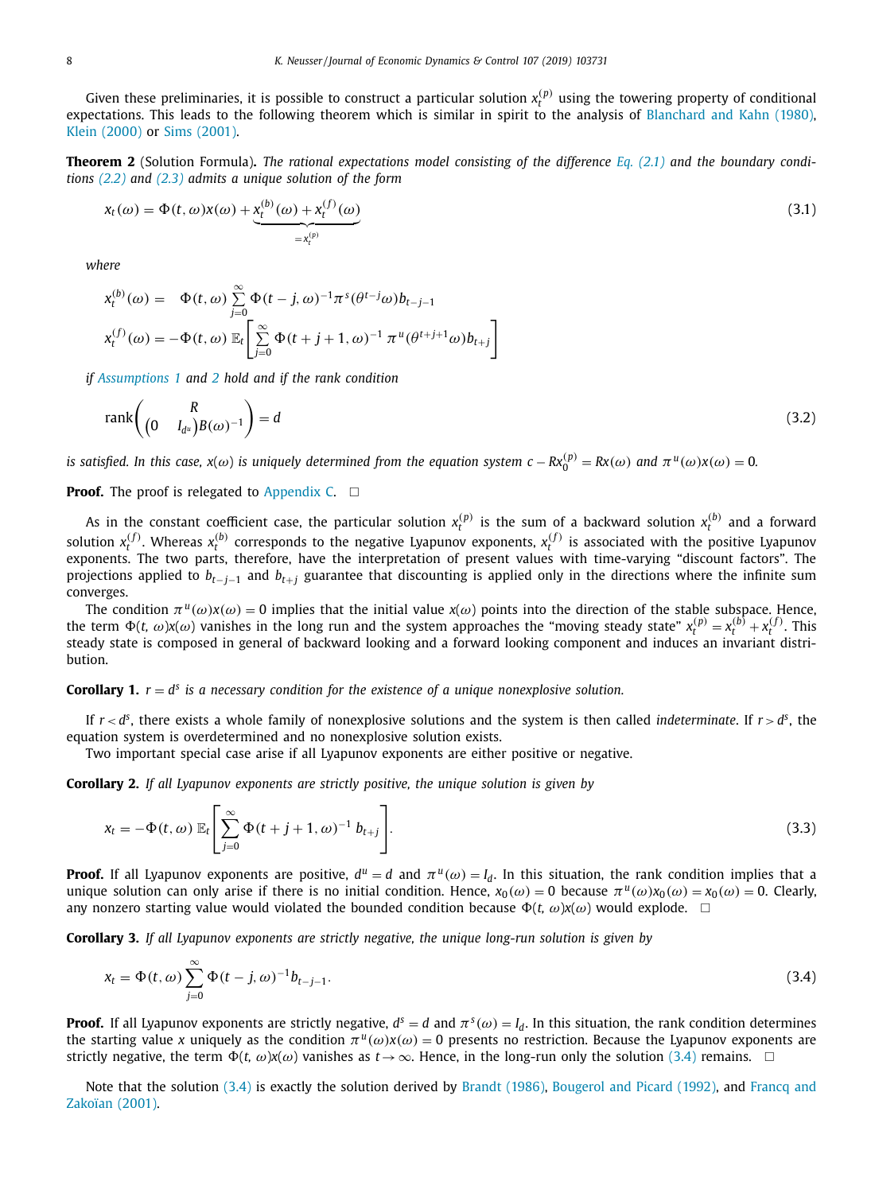Given these preliminaries, it is possible to construct a particular solution $x_t^{(p)}$ using the towering property of conditional expectations. This leads to the following theorem which is similar in spirit to the analysis of Blanchard and Kahn (1980), Klein (2000) or Sims (2001).

**Theorem 2** (Solution Formula)**.** *The rational expectations model consisting of the difference Eq. (2.1) and the boundary conditions (2.2) and (2.3) admits a unique solution of the form*

$$x_t(\omega) = \Phi(t,\omega)x(\omega) + \underbrace{x_t^{(b)}(\omega) + x_t^{(f)}(\omega)}_{=x_t^{(p)}} \tag{3.1}$$

*where*

$$\begin{aligned}
x_t^{(b)}(\omega) &= \quad \Phi(t,\omega)\sum_{j=0}^{\infty}\Phi(t-j,\omega)^{-1}\pi^s(\theta^{t-j}\omega)b_{t-j-1} \\
x_t^{(f)}(\omega) &= -\Phi(t,\omega)\,\mathbb{E}_t\left[\sum_{j=0}^{\infty}\Phi(t+j+1,\omega)^{-1}\,\pi^u(\theta^{t+j+1}\omega)b_{t+j}\right]
\end{aligned}$$

*if Assumptions 1 and 2 hold and if the rank condition*

$$\operatorname{rank}\begin{pmatrix} R \\ \begin{pmatrix}0 & I_{d^u}\end{pmatrix}B(\omega)^{-1}\end{pmatrix} = d \tag{3.2}$$

*is satisfied. In this case, $x(\omega)$ is uniquely determined from the equation system $c - Rx_0^{(p)} = Rx(\omega)$ and $\pi^u(\omega)x(\omega) = 0$.*

**Proof.** The proof is relegated to Appendix C. □

As in the constant coefficient case, the particular solution $x_t^{(p)}$ is the sum of a backward solution $x_t^{(b)}$ and a forward solution $x_t^{(f)}$. Whereas $x_t^{(b)}$ corresponds to the negative Lyapunov exponents, $x_t^{(f)}$ is associated with the positive Lyapunov exponents. The two parts, therefore, have the interpretation of present values with time-varying "discount factors". The projections applied to $b_{t-j-1}$ and $b_{t+j}$ guarantee that discounting is applied only in the directions where the infinite sum converges.

The condition $\pi^u(\omega)x(\omega) = 0$ implies that the initial value $x(\omega)$ points into the direction of the stable subspace. Hence, the term $\Phi(t,\omega)x(\omega)$ vanishes in the long run and the system approaches the "moving steady state" $x_t^{(p)} = x_t^{(b)} + x_t^{(f)}$. This steady state is composed in general of backward looking and a forward looking component and induces an invariant distribution.

**Corollary 1.** *$r = d^s$ is a necessary condition for the existence of a unique nonexplosive solution.*

If $r < d^s$, there exists a whole family of nonexplosive solutions and the system is then called *indeterminate*. If $r > d^s$, the equation system is overdetermined and no nonexplosive solution exists.

Two important special case arise if all Lyapunov exponents are either positive or negative.

**Corollary 2.** *If all Lyapunov exponents are strictly positive, the unique solution is given by*

$$x_t = -\Phi(t,\omega)\,\mathbb{E}_t\left[\sum_{j=0}^{\infty}\Phi(t+j+1,\omega)^{-1}\,b_{t+j}\right]. \tag{3.3}$$

**Proof.** If all Lyapunov exponents are positive, $d^u = d$ and $\pi^u(\omega) = I_d$. In this situation, the rank condition implies that a unique solution can only arise if there is no initial condition. Hence, $x_0(\omega) = 0$ because $\pi^u(\omega)x_0(\omega) = x_0(\omega) = 0$. Clearly, any nonzero starting value would violated the bounded condition because $\Phi(t,\omega)x(\omega)$ would explode. □

**Corollary 3.** *If all Lyapunov exponents are strictly negative, the unique long-run solution is given by*

$$x_t = \Phi(t,\omega)\sum_{j=0}^{\infty}\Phi(t-j,\omega)^{-1}b_{t-j-1}. \tag{3.4}$$

**Proof.** If all Lyapunov exponents are strictly negative, $d^s = d$ and $\pi^s(\omega) = I_d$. In this situation, the rank condition determines the starting value $x$ uniquely as the condition $\pi^u(\omega)x(\omega) = 0$ presents no restriction. Because the Lyapunov exponents are strictly negative, the term $\Phi(t,\omega)x(\omega)$ vanishes as $t \to \infty$. Hence, in the long-run only the solution (3.4) remains. □

Note that the solution (3.4) is exactly the solution derived by Brandt (1986), Bougerol and Picard (1992), and Francq and Zakoïan (2001).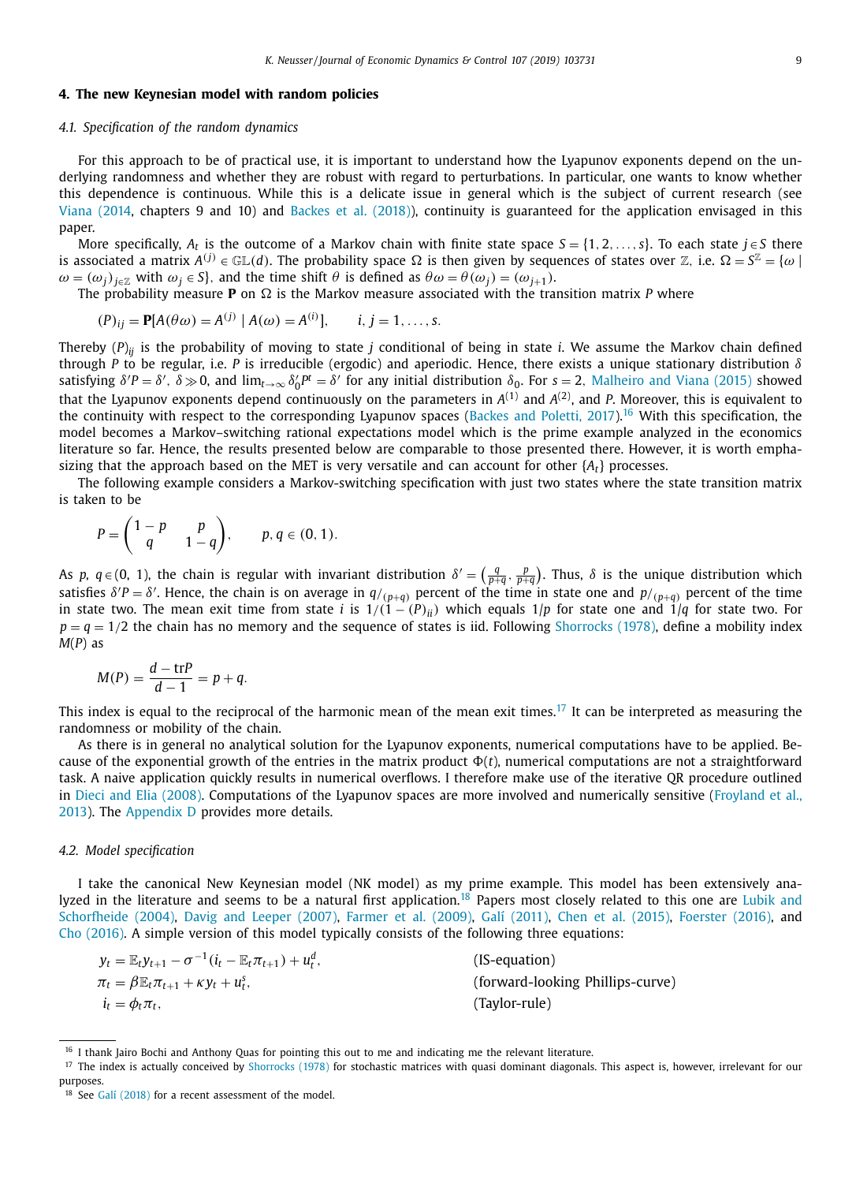## 4. The new Keynesian model with random policies

### 4.1. Specification of the random dynamics

For this approach to be of practical use, it is important to understand how the Lyapunov exponents depend on the underlying randomness and whether they are robust with regard to perturbations. In particular, one wants to know whether this dependence is continuous. While this is a delicate issue in general which is the subject of current research (see Viana (2014, chapters 9 and 10) and Backes et al. (2018)), continuity is guaranteed for the application envisaged in this paper.

More specifically, $A_t$ is the outcome of a Markov chain with finite state space $S = \{1, 2, \ldots, s\}$. To each state $j \in S$ there is associated a matrix $A^{(j)} \in \mathbb{GL}(d)$. The probability space $\Omega$ is then given by sequences of states over $\mathbb{Z}$, i.e. $\Omega = S^{\mathbb{Z}} = \{\omega \mid \omega = (\omega_j)_{j\in\mathbb{Z}}$ with $\omega_j \in S\}$, and the time shift $\theta$ is defined as $\theta\omega = \theta(\omega_j) = (\omega_{j+1})$.

The probability measure $\mathbf{P}$ on $\Omega$ is the Markov measure associated with the transition matrix $P$ where

$$(P)_{ij} = \mathbf{P}[A(\theta\omega) = A^{(j)} \mid A(\omega) = A^{(i)}], \qquad i, j = 1, \ldots, s.$$

Thereby $(P)_{ij}$ is the probability of moving to state $j$ conditional of being in state $i$. We assume the Markov chain defined through $P$ to be regular, i.e. $P$ is irreducible (ergodic) and aperiodic. Hence, there exists a unique stationary distribution $\delta$ satisfying $\delta' P = \delta'$, $\delta \gg 0$, and $\lim_{t\to\infty} \delta_0' P^t = \delta'$ for any initial distribution $\delta_0$. For $s = 2$, Malheiro and Viana (2015) showed that the Lyapunov exponents depend continuously on the parameters in $A^{(1)}$ and $A^{(2)}$, and $P$. Moreover, this is equivalent to the continuity with respect to the corresponding Lyapunov spaces (Backes and Poletti, 2017).[16] With this specification, the model becomes a Markov–switching rational expectations model which is the prime example analyzed in the economics literature so far. Hence, the results presented below are comparable to those presented there. However, it is worth emphasizing that the approach based on the MET is very versatile and can account for other $\{A_t\}$ processes.

The following example considers a Markov-switching specification with just two states where the state transition matrix is taken to be

$$P = \begin{pmatrix} 1-p & p \\ q & 1-q \end{pmatrix}, \qquad p, q \in (0, 1).$$

As $p$, $q \in (0, 1)$, the chain is regular with invariant distribution $\delta' = \left(\frac{q}{p+q}, \frac{p}{p+q}\right)$. Thus, $\delta$ is the unique distribution which satisfies $\delta' P = \delta'$. Hence, the chain is on average in $q/_{(p+q)}$ percent of the time in state one and $p/_{(p+q)}$ percent of the time in state two. The mean exit time from state $i$ is $1/(1-(P)_{ii})$ which equals $1/p$ for state one and $1/q$ for state two. For $p = q = 1/2$ the chain has no memory and the sequence of states is iid. Following Shorrocks (1978), define a mobility index $M(P)$ as

$$M(P) = \frac{d - \mathrm{tr}P}{d-1} = p + q.$$

This index is equal to the reciprocal of the harmonic mean of the mean exit times.[17] It can be interpreted as measuring the randomness or mobility of the chain.

As there is in general no analytical solution for the Lyapunov exponents, numerical computations have to be applied. Because of the exponential growth of the entries in the matrix product $\Phi(t)$, numerical computations are not a straightforward task. A naive application quickly results in numerical overflows. I therefore make use of the iterative QR procedure outlined in Dieci and Elia (2008). Computations of the Lyapunov spaces are more involved and numerically sensitive (Froyland et al., 2013). The Appendix D provides more details.

### 4.2. Model specification

I take the canonical New Keynesian model (NK model) as my prime example. This model has been extensively analyzed in the literature and seems to be a natural first application.[18] Papers most closely related to this one are Lubik and Schorfheide (2004), Davig and Leeper (2007), Farmer et al. (2009), Galí (2011), Chen et al. (2015), Foerster (2016), and Cho (2016). A simple version of this model typically consists of the following three equations:

$$\begin{aligned}
y_t &= \mathbb{E}_t y_{t+1} - \sigma^{-1}(i_t - \mathbb{E}_t \pi_{t+1}) + u_t^d, && \text{(IS-equation)}\\
\pi_t &= \beta \mathbb{E}_t \pi_{t+1} + \kappa y_t + u_t^s, && \text{(forward-looking Phillips-curve)}\\
i_t &= \phi_t \pi_t, && \text{(Taylor-rule)}
\end{aligned}$$

---

[16] I thank Jairo Bochi and Anthony Quas for pointing this out to me and indicating me the relevant literature.

[17] The index is actually conceived by Shorrocks (1978) for stochastic matrices with quasi dominant diagonals. This aspect is, however, irrelevant for our purposes.

[18] See Galí (2018) for a recent assessment of the model.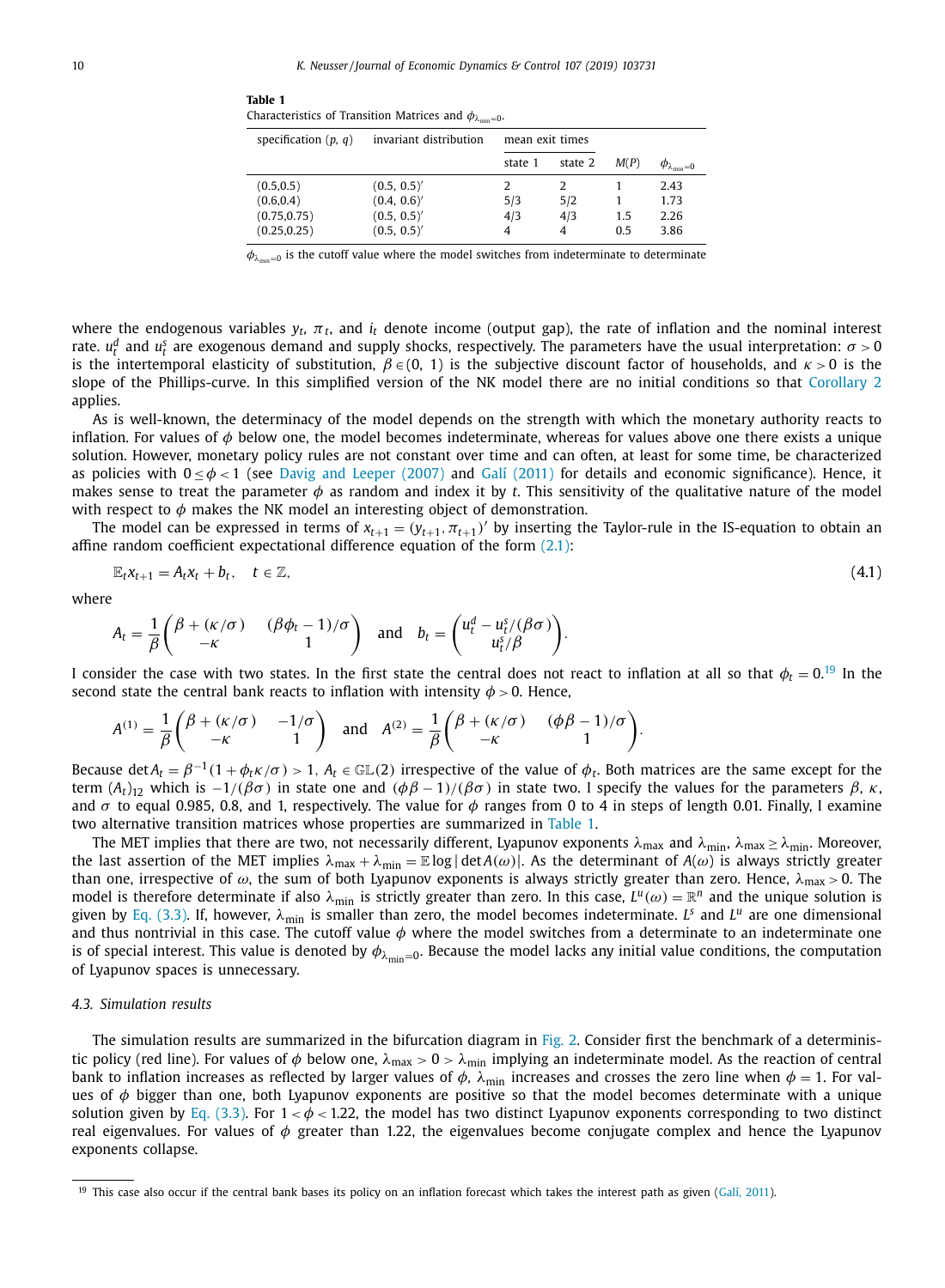**Table 1**
Characteristics of Transition Matrices and $\phi_{\lambda_{\min}=0}$.

| specification $(p, q)$ | invariant distribution | mean exit times | | $M(P)$ | $\phi_{\lambda_{\min}=0}$ |
|---|---|---|---|---|---|
| | | state 1 | state 2 | | |
| (0.5,0.5) | (0.5, 0.5)′ | 2 | 2 | 1 | 2.43 |
| (0.6,0.4) | (0.4, 0.6)′ | 5/3 | 5/2 | 1 | 1.73 |
| (0.75,0.75) | (0.5, 0.5)′ | 4/3 | 4/3 | 1.5 | 2.26 |
| (0.25,0.25) | (0.5, 0.5)′ | 4 | 4 | 0.5 | 3.86 |

$\phi_{\lambda_{\min}=0}$ is the cutoff value where the model switches from indeterminate to determinate

where the endogenous variables $y_t$, $\pi_t$, and $i_t$ denote income (output gap), the rate of inflation and the nominal interest rate. $u_t^d$ and $u_t^s$ are exogenous demand and supply shocks, respectively. The parameters have the usual interpretation: $\sigma > 0$ is the intertemporal elasticity of substitution, $\beta \in (0, 1)$ is the subjective discount factor of households, and $\kappa > 0$ is the slope of the Phillips-curve. In this simplified version of the NK model there are no initial conditions so that Corollary 2 applies.

As is well-known, the determinacy of the model depends on the strength with which the monetary authority reacts to inflation. For values of $\phi$ below one, the model becomes indeterminate, whereas for values above one there exists a unique solution. However, monetary policy rules are not constant over time and can often, at least for some time, be characterized as policies with $0 \leq \phi < 1$ (see Davig and Leeper (2007) and Galí (2011) for details and economic significance). Hence, it makes sense to treat the parameter $\phi$ as random and index it by $t$. This sensitivity of the qualitative nature of the model with respect to $\phi$ makes the NK model an interesting object of demonstration.

The model can be expressed in terms of $x_{t+1} = (y_{t+1}, \pi_{t+1})'$ by inserting the Taylor-rule in the IS-equation to obtain an affine random coefficient expectational difference equation of the form (2.1):

$$\mathbb{E}_t x_{t+1} = A_t x_t + b_t, \quad t \in \mathbb{Z}, \tag{4.1}$$

where

$$A_t = \frac{1}{\beta}\begin{pmatrix} \beta + (\kappa/\sigma) & (\beta\phi_t - 1)/\sigma \\ -\kappa & 1 \end{pmatrix} \quad \text{and} \quad b_t = \begin{pmatrix} u_t^d - u_t^s/(\beta\sigma) \\ u_t^s/\beta \end{pmatrix}.$$

I consider the case with two states. In the first state the central does not react to inflation at all so that $\phi_t = 0$.[19] In the second state the central bank reacts to inflation with intensity $\phi > 0$. Hence,

$$A^{(1)} = \frac{1}{\beta}\begin{pmatrix} \beta + (\kappa/\sigma) & -1/\sigma \\ -\kappa & 1 \end{pmatrix} \quad \text{and} \quad A^{(2)} = \frac{1}{\beta}\begin{pmatrix} \beta + (\kappa/\sigma) & (\phi\beta - 1)/\sigma \\ -\kappa & 1 \end{pmatrix}.$$

Because $\det A_t = \beta^{-1}(1 + \phi_t \kappa/\sigma) > 1$, $A_t \in \mathbb{GL}(2)$ irrespective of the value of $\phi_t$. Both matrices are the same except for the term $(A_t)_{12}$ which is $-1/(\beta\sigma)$ in state one and $(\phi\beta - 1)/(\beta\sigma)$ in state two. I specify the values for the parameters $\beta$, $\kappa$, and $\sigma$ to equal 0.985, 0.8, and 1, respectively. The value for $\phi$ ranges from 0 to 4 in steps of length 0.01. Finally, I examine two alternative transition matrices whose properties are summarized in Table 1.

The MET implies that there are two, not necessarily different, Lyapunov exponents $\lambda_{\max}$ and $\lambda_{\min}$, $\lambda_{\max} \geq \lambda_{\min}$. Moreover, the last assertion of the MET implies $\lambda_{\max} + \lambda_{\min} = \mathbb{E}\log|\det A(\omega)|$. As the determinant of $A(\omega)$ is always strictly greater than one, irrespective of $\omega$, the sum of both Lyapunov exponents is always strictly greater than zero. Hence, $\lambda_{\max} > 0$. The model is therefore determinate if also $\lambda_{\min}$ is strictly greater than zero. In this case, $L^u(\omega) = \mathbb{R}^n$ and the unique solution is given by Eq. (3.3). If, however, $\lambda_{\min}$ is smaller than zero, the model becomes indeterminate. $L^s$ and $L^u$ are one dimensional and thus nontrivial in this case. The cutoff value $\phi$ where the model switches from a determinate to an indeterminate one is of special interest. This value is denoted by $\phi_{\lambda_{\min}=0}$. Because the model lacks any initial value conditions, the computation of Lyapunov spaces is unnecessary.

### 4.3. Simulation results

The simulation results are summarized in the bifurcation diagram in Fig. 2. Consider first the benchmark of a deterministic policy (red line). For values of $\phi$ below one, $\lambda_{\max} > 0 > \lambda_{\min}$ implying an indeterminate model. As the reaction of central bank to inflation increases as reflected by larger values of $\phi$, $\lambda_{\min}$ increases and crosses the zero line when $\phi = 1$. For values of $\phi$ bigger than one, both Lyapunov exponents are positive so that the model becomes determinate with a unique solution given by Eq. (3.3). For $1 < \phi < 1.22$, the model has two distinct Lyapunov exponents corresponding to two distinct real eigenvalues. For values of $\phi$ greater than 1.22, the eigenvalues become conjugate complex and hence the Lyapunov exponents collapse.

[19] This case also occur if the central bank bases its policy on an inflation forecast which takes the interest path as given (Galí, 2011).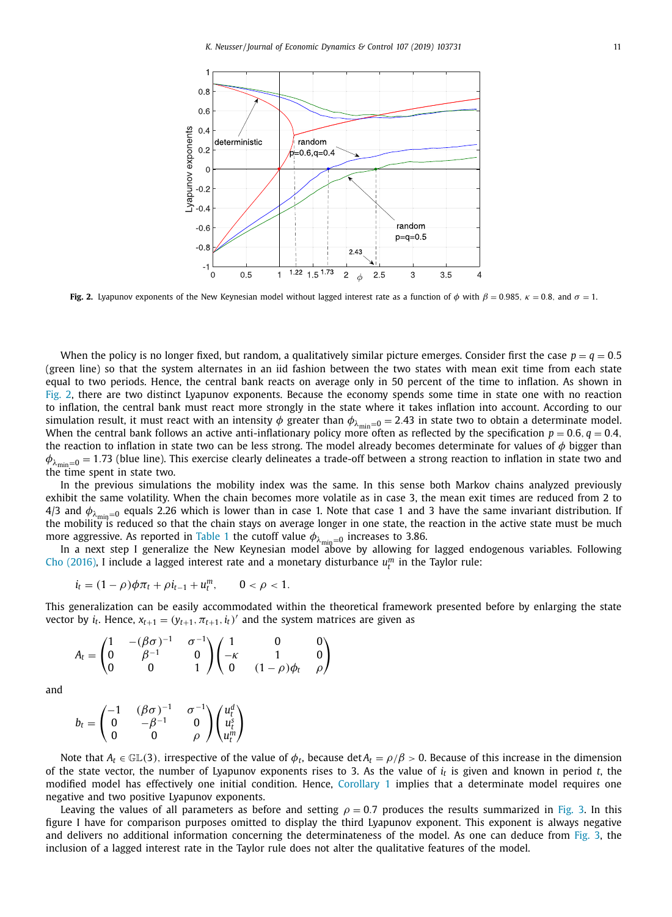**Fig. 2.** Lyapunov exponents of the New Keynesian model without lagged interest rate as a function of $\phi$ with $\beta = 0.985$, $\kappa = 0.8$, and $\sigma = 1$.

When the policy is no longer fixed, but random, a qualitatively similar picture emerges. Consider first the case $p = q = 0.5$ (green line) so that the system alternates in an iid fashion between the two states with mean exit time from each state equal to two periods. Hence, the central bank reacts on average only in 50 percent of the time to inflation. As shown in Fig. 2, there are two distinct Lyapunov exponents. Because the economy spends some time in state one with no reaction to inflation, the central bank must react more strongly in the state where it takes inflation into account. According to our simulation result, it must react with an intensity $\phi$ greater than $\phi_{\lambda_{\min}=0} = 2.43$ in state two to obtain a determinate model. When the central bank follows an active anti-inflationary policy more often as reflected by the specification $p = 0.6, q = 0.4$, the reaction to inflation in state two can be less strong. The model already becomes determinate for values of $\phi$ bigger than $\phi_{\lambda_{\min}=0} = 1.73$ (blue line). This exercise clearly delineates a trade-off between a strong reaction to inflation in state two and the time spent in state two.

In the previous simulations the mobility index was the same. In this sense both Markov chains analyzed previously exhibit the same volatility. When the chain becomes more volatile as in case 3, the mean exit times are reduced from 2 to 4/3 and $\phi_{\lambda_{\min}=0}$ equals 2.26 which is lower than in case 1. Note that case 1 and 3 have the same invariant distribution. If the mobility is reduced so that the chain stays on average longer in one state, the reaction in the active state must be much more aggressive. As reported in Table 1 the cutoff value $\phi_{\lambda_{\min}=0}$ increases to 3.86.

In a next step I generalize the New Keynesian model above by allowing for lagged endogenous variables. Following Cho (2016), I include a lagged interest rate and a monetary disturbance $u_t^m$ in the Taylor rule:

$$i_t = (1-\rho)\phi\pi_t + \rho i_{t-1} + u_t^m, \qquad 0 < \rho < 1.$$

This generalization can be easily accommodated within the theoretical framework presented before by enlarging the state vector by $i_t$. Hence, $x_{t+1} = (y_{t+1}, \pi_{t+1}, i_t)'$ and the system matrices are given as

$$A_t = \begin{pmatrix} 1 & -(\beta\sigma)^{-1} & \sigma^{-1} \\ 0 & \beta^{-1} & 0 \\ 0 & 0 & 1 \end{pmatrix} \begin{pmatrix} 1 & 0 & 0 \\ -\kappa & 1 & 0 \\ 0 & (1-\rho)\phi_t & \rho \end{pmatrix}$$

and

$$b_t = \begin{pmatrix} -1 & (\beta\sigma)^{-1} & \sigma^{-1} \\ 0 & -\beta^{-1} & 0 \\ 0 & 0 & \rho \end{pmatrix} \begin{pmatrix} u_t^d \\ u_t^s \\ u_t^m \end{pmatrix}$$

Note that $A_t \in \mathbb{GL}(3)$, irrespective of the value of $\phi_t$, because $\det A_t = \rho/\beta > 0$. Because of this increase in the dimension of the state vector, the number of Lyapunov exponents rises to 3. As the value of $i_t$ is given and known in period $t$, the modified model has effectively one initial condition. Hence, Corollary 1 implies that a determinate model requires one negative and two positive Lyapunov exponents.

Leaving the values of all parameters as before and setting $\rho = 0.7$ produces the results summarized in Fig. 3. In this figure I have for comparison purposes omitted to display the third Lyapunov exponent. This exponent is always negative and delivers no additional information concerning the determinateness of the model. As one can deduce from Fig. 3, the inclusion of a lagged interest rate in the Taylor rule does not alter the qualitative features of the model.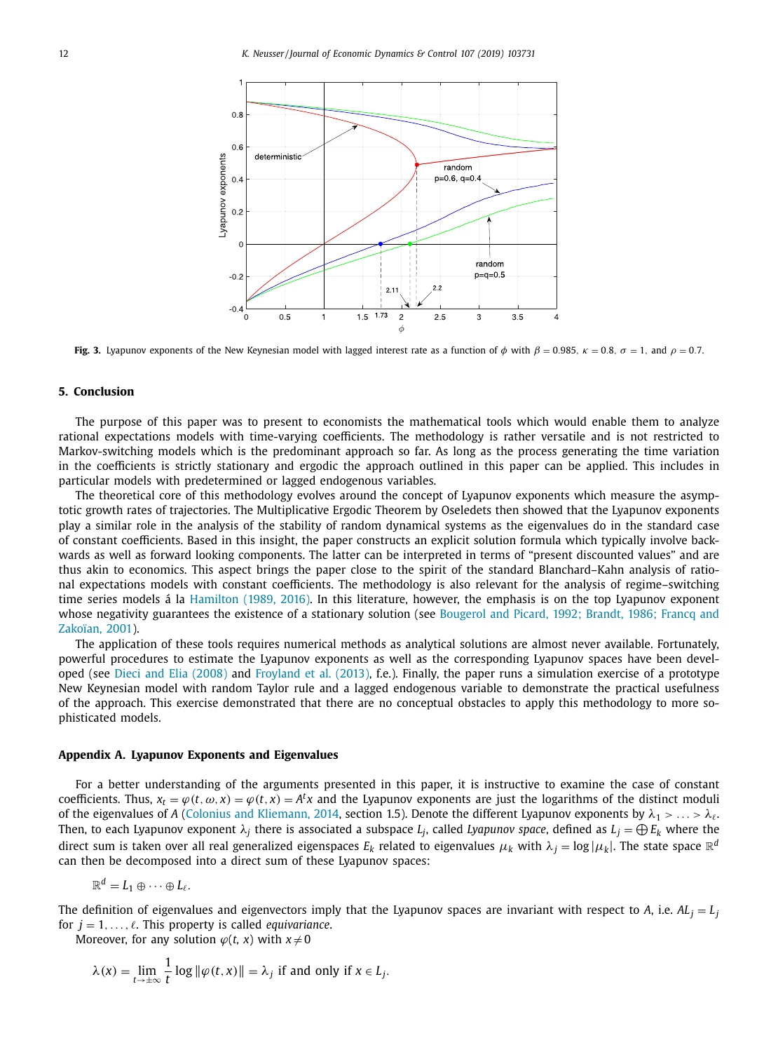**Fig. 3.** Lyapunov exponents of the New Keynesian model with lagged interest rate as a function of $\phi$ with $\beta = 0.985$, $\kappa = 0.8$, $\sigma = 1$, and $\rho = 0.7$.

## 5. Conclusion

The purpose of this paper was to present to economists the mathematical tools which would enable them to analyze rational expectations models with time-varying coefficients. The methodology is rather versatile and is not restricted to Markov-switching models which is the predominant approach so far. As long as the process generating the time variation in the coefficients is strictly stationary and ergodic the approach outlined in this paper can be applied. This includes in particular models with predetermined or lagged endogenous variables.

The theoretical core of this methodology evolves around the concept of Lyapunov exponents which measure the asymptotic growth rates of trajectories. The Multiplicative Ergodic Theorem by Oseledets then showed that the Lyapunov exponents play a similar role in the analysis of the stability of random dynamical systems as the eigenvalues do in the standard case of constant coefficients. Based in this insight, the paper constructs an explicit solution formula which typically involve backwards as well as forward looking components. The latter can be interpreted in terms of "present discounted values" and are thus akin to economics. This aspect brings the paper close to the spirit of the standard Blanchard–Kahn analysis of rational expectations models with constant coefficients. The methodology is also relevant for the analysis of regime–switching time series models á la Hamilton (1989, 2016). In this literature, however, the emphasis is on the top Lyapunov exponent whose negativity guarantees the existence of a stationary solution (see Bougerol and Picard, 1992; Brandt, 1986; Francq and Zakoïan, 2001).

The application of these tools requires numerical methods as analytical solutions are almost never available. Fortunately, powerful procedures to estimate the Lyapunov exponents as well as the corresponding Lyapunov spaces have been developed (see Dieci and Elia (2008) and Froyland et al. (2013), f.e.). Finally, the paper runs a simulation exercise of a prototype New Keynesian model with random Taylor rule and a lagged endogenous variable to demonstrate the practical usefulness of the approach. This exercise demonstrated that there are no conceptual obstacles to apply this methodology to more sophisticated models.

## Appendix A. Lyapunov Exponents and Eigenvalues

For a better understanding of the arguments presented in this paper, it is instructive to examine the case of constant coefficients. Thus, $x_t = \varphi(t, \omega, x) = \varphi(t, x) = A^t x$ and the Lyapunov exponents are just the logarithms of the distinct moduli of the eigenvalues of $A$ (Colonius and Kliemann, 2014, section 1.5). Denote the different Lyapunov exponents by $\lambda_1 > \ldots > \lambda_\ell$. Then, to each Lyapunov exponent $\lambda_j$ there is associated a subspace $L_j$, called *Lyapunov space*, defined as $L_j = \bigoplus E_k$ where the direct sum is taken over all real generalized eigenspaces $E_k$ related to eigenvalues $\mu_k$ with $\lambda_j = \log|\mu_k|$. The state space $\mathbb{R}^d$ can then be decomposed into a direct sum of these Lyapunov spaces:

$$\mathbb{R}^d = L_1 \oplus \cdots \oplus L_\ell.$$

The definition of eigenvalues and eigenvectors imply that the Lyapunov spaces are invariant with respect to $A$, i.e. $AL_j = L_j$ for $j = 1, \ldots, \ell$. This property is called *equivariance*.

Moreover, for any solution $\varphi(t, x)$ with $x \neq 0$

$$\lambda(x) = \lim_{t \to \pm\infty} \frac{1}{t} \log \|\varphi(t, x)\| = \lambda_j \text{ if and only if } x \in L_j.$$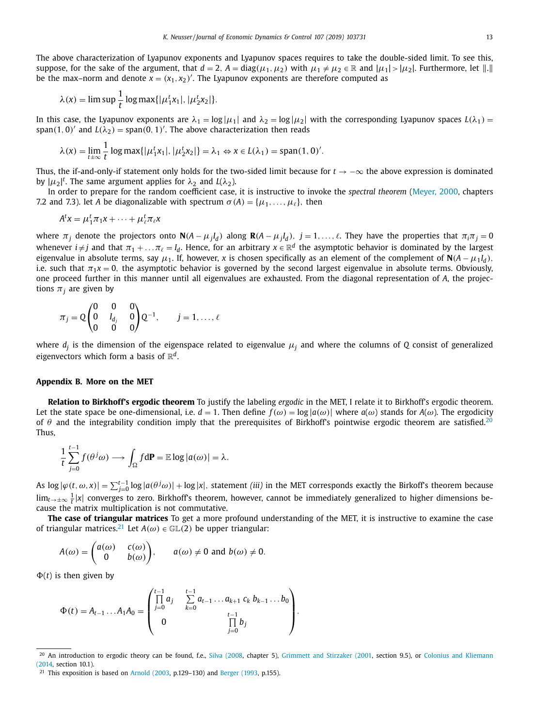The above characterization of Lyapunov exponents and Lyapunov spaces requires to take the double-sided limit. To see this, suppose, for the sake of the argument, that $d = 2$, $A = \operatorname{diag}(\mu_1, \mu_2)$ with $\mu_1 \neq \mu_2 \in \mathbb{R}$ and $|\mu_1| > |\mu_2|$. Furthermore, let $\|.\|$ be the max–norm and denote $x = (x_1, x_2)'$. The Lyapunov exponents are therefore computed as

$$\lambda(x) = \limsup \frac{1}{t} \log \max\{|\mu_1^t x_1|, |\mu_2^t x_2|\}.$$

In this case, the Lyapunov exponents are $\lambda_1 = \log|\mu_1|$ and $\lambda_2 = \log|\mu_2|$ with the corresponding Lyapunov spaces $L(\lambda_1) = \operatorname{span}(1, 0)'$ and $L(\lambda_2) = \operatorname{span}(0, 1)'$. The above characterization then reads

$$\lambda(x) = \lim_{t \pm \infty} \frac{1}{t} \log \max\{|\mu_1^t x_1|, |\mu_2^t x_2|\} = \lambda_1 \Leftrightarrow x \in L(\lambda_1) = \operatorname{span}(1, 0)'.$$

Thus, the if-and-only-if statement only holds for the two-sided limit because for $t \to -\infty$ the above expression is dominated by $|\mu_2|^t$. The same argument applies for $\lambda_2$ and $L(\lambda_2)$.

In order to prepare for the random coefficient case, it is instructive to invoke the *spectral theorem* (Meyer, 2000, chapters 7.2 and 7.3). let $A$ be diagonalizable with spectrum $\sigma(A) = \{\mu_1, \ldots, \mu_\ell\}$, then

$$A^t x = \mu_1^t \pi_1 x + \cdots + \mu_\ell^t \pi_\ell x$$

where $\pi_j$ denote the projectors onto $\mathbf{N}(A - \mu_j I_d)$ along $\mathbf{R}(A - \mu_j I_d)$, $j = 1, \ldots, \ell$. They have the properties that $\pi_i \pi_j = 0$ whenever $i \neq j$ and that $\pi_1 + \ldots \pi_\ell = I_d$. Hence, for an arbitrary $x \in \mathbb{R}^d$ the asymptotic behavior is dominated by the largest eigenvalue in absolute terms, say $\mu_1$. If, however, $x$ is chosen specifically as an element of the complement of $\mathbf{N}(A - \mu_1 I_d)$, i.e. such that $\pi_1 x = 0$, the asymptotic behavior is governed by the second largest eigenvalue in absolute terms. Obviously, one proceed further in this manner until all eigenvalues are exhausted. From the diagonal representation of $A$, the projections $\pi_j$ are given by

$$\pi_j = Q \begin{pmatrix} 0 & 0 & 0 \\ 0 & I_{d_j} & 0 \\ 0 & 0 & 0 \end{pmatrix} Q^{-1}, \qquad j = 1, \ldots, \ell$$

where $d_j$ is the dimension of the eigenspace related to eigenvalue $\mu_j$ and where the columns of $Q$ consist of generalized eigenvectors which form a basis of $\mathbb{R}^d$.

## Appendix B. More on the MET

**Relation to Birkhoff's ergodic theorem** To justify the labeling *ergodic* in the MET, I relate it to Birkhoff's ergodic theorem. Let the state space be one-dimensional, i.e. $d = 1$. Then define $f(\omega) = \log|a(\omega)|$ where $a(\omega)$ stands for $A(\omega)$. The ergodicity of $\theta$ and the integrability condition imply that the prerequisites of Birkhoff's pointwise ergodic theorem are satisfied.[20] Thus,

$$\frac{1}{t} \sum_{j=0}^{t-1} f(\theta^j \omega) \longrightarrow \int_\Omega f \mathrm{d}\mathbf{P} = \mathbb{E} \log|a(\omega)| = \lambda.$$

As $\log|\varphi(t, \omega, x)| = \sum_{j=0}^{t-1} \log|a(\theta^j \omega)| + \log|x|$, statement *(iii)* in the MET corresponds exactly the Birkoff's theorem because $\lim_{t \to \pm\infty} \frac{1}{t}|x|$ converges to zero. Birkhoff's theorem, however, cannot be immediately generalized to higher dimensions because the matrix multiplication is not commutative.

**The case of triangular matrices** To get a more profound understanding of the MET, it is instructive to examine the case of triangular matrices.[21] Let $A(\omega) \in \mathbb{GL}(2)$ be upper triangular:

$$A(\omega) = \begin{pmatrix} a(\omega) & c(\omega) \\ 0 & b(\omega) \end{pmatrix}, \qquad a(\omega) \neq 0 \text{ and } b(\omega) \neq 0.$$

$\Phi(t)$ is then given by

$$\Phi(t) = A_{t-1} \ldots A_1 A_0 = \begin{pmatrix} \prod_{j=0}^{t-1} a_j & \sum_{k=0}^{t-1} a_{t-1} \ldots a_{k+1} \, c_k \, b_{k-1} \ldots b_0 \\ 0 & \prod_{j=0}^{t-1} b_j \end{pmatrix}.$$

[20] An introduction to ergodic theory can be found, f.e., Silva (2008, chapter 5), Grimmett and Stirzaker (2001, section 9.5), or Colonius and Kliemann (2014, section 10.1).

[21] This exposition is based on Arnold (2003, p.129–130) and Berger (1993, p.155).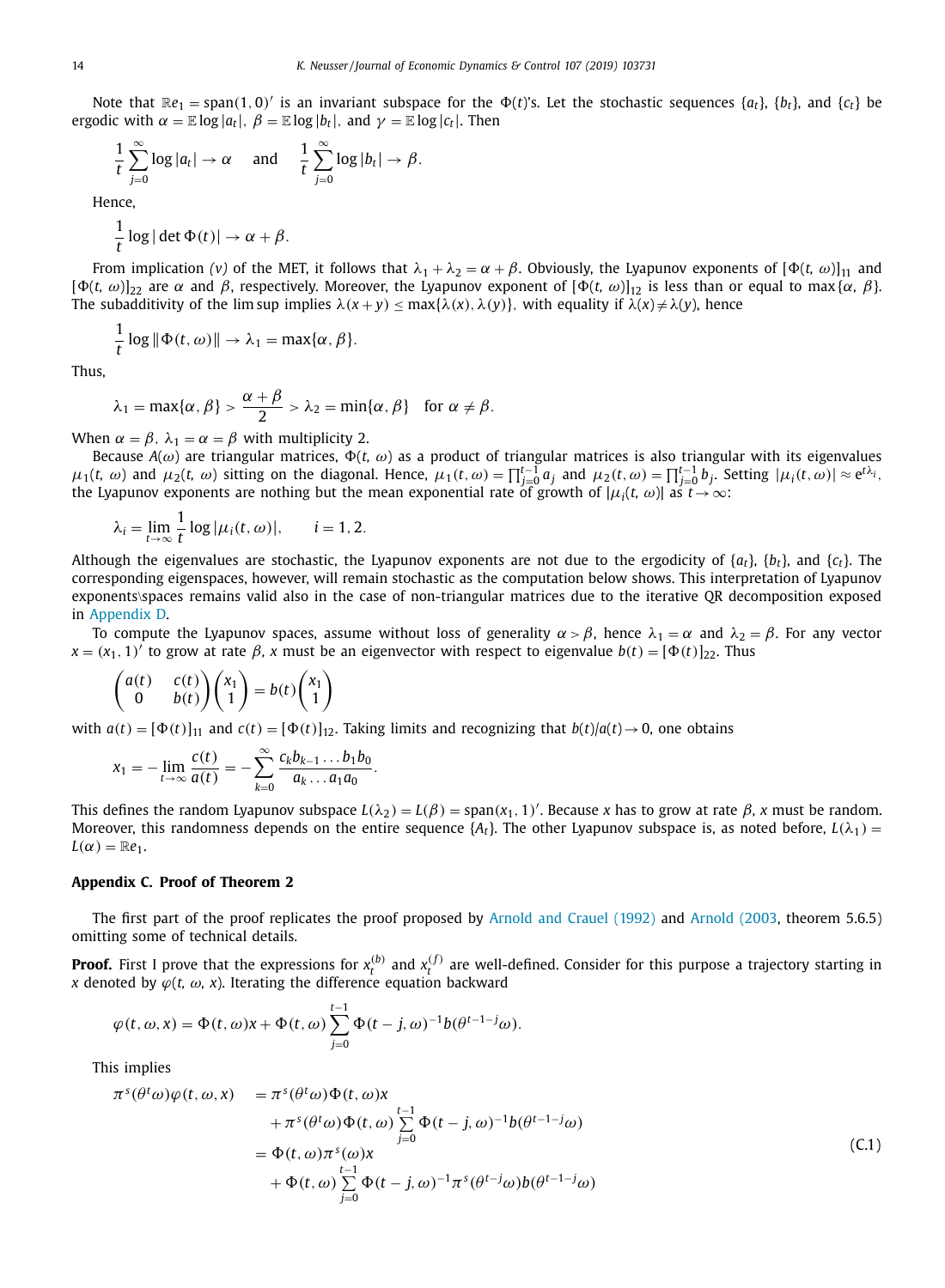Note that $\mathbb{R}e_1 = \text{span}(1, 0)'$ is an invariant subspace for the $\Phi(t)$'s. Let the stochastic sequences $\{a_t\}$, $\{b_t\}$, and $\{c_t\}$ be ergodic with $\alpha = \mathbb{E}\log|a_t|$, $\beta = \mathbb{E}\log|b_t|$, and $\gamma = \mathbb{E}\log|c_t|$. Then

$$\frac{1}{t}\sum_{j=0}^{\infty}\log|a_t| \to \alpha \quad \text{and} \quad \frac{1}{t}\sum_{j=0}^{\infty}\log|b_t| \to \beta.$$

Hence,

$$\frac{1}{t}\log|\det\Phi(t)| \to \alpha + \beta.$$

From implication *(v)* of the MET, it follows that $\lambda_1 + \lambda_2 = \alpha + \beta$. Obviously, the Lyapunov exponents of $[\Phi(t, \omega)]_{11}$ and $[\Phi(t, \omega)]_{22}$ are $\alpha$ and $\beta$, respectively. Moreover, the Lyapunov exponent of $[\Phi(t, \omega)]_{12}$ is less than or equal to $\max\{\alpha, \beta\}$. The subadditivity of the lim sup implies $\lambda(x+y) \leq \max\{\lambda(x), \lambda(y)\}$, with equality if $\lambda(x) \neq \lambda(y)$, hence

$$\frac{1}{t}\log\|\Phi(t, \omega)\| \to \lambda_1 = \max\{\alpha, \beta\}.$$

Thus,

$$\lambda_1 = \max\{\alpha, \beta\} > \frac{\alpha+\beta}{2} > \lambda_2 = \min\{\alpha, \beta\} \quad \text{for } \alpha \neq \beta.$$

When $\alpha = \beta$, $\lambda_1 = \alpha = \beta$ with multiplicity 2.

Because $A(\omega)$ are triangular matrices, $\Phi(t, \omega)$ as a product of triangular matrices is also triangular with its eigenvalues $\mu_1(t, \omega)$ and $\mu_2(t, \omega)$ sitting on the diagonal. Hence, $\mu_1(t, \omega) = \prod_{j=0}^{t-1} a_j$ and $\mu_2(t, \omega) = \prod_{j=0}^{t-1} b_j$. Setting $|\mu_i(t, \omega)| \approx e^{t\lambda_i}$, the Lyapunov exponents are nothing but the mean exponential rate of growth of $|\mu_i(t, \omega)|$ as $t \to \infty$:

$$\lambda_i = \lim_{t\to\infty}\frac{1}{t}\log|\mu_i(t, \omega)|, \qquad i = 1, 2.$$

Although the eigenvalues are stochastic, the Lyapunov exponents are not due to the ergodicity of $\{a_t\}$, $\{b_t\}$, and $\{c_t\}$. The corresponding eigenspaces, however, will remain stochastic as the computation below shows. This interpretation of Lyapunov exponents\spaces remains valid also in the case of non-triangular matrices due to the iterative QR decomposition exposed in Appendix D.

To compute the Lyapunov spaces, assume without loss of generality $\alpha > \beta$, hence $\lambda_1 = \alpha$ and $\lambda_2 = \beta$. For any vector $x = (x_1, 1)'$ to grow at rate $\beta$, $x$ must be an eigenvector with respect to eigenvalue $b(t) = [\Phi(t)]_{22}$. Thus

$$\begin{pmatrix} a(t) & c(t) \\ 0 & b(t) \end{pmatrix}\begin{pmatrix} x_1 \\ 1 \end{pmatrix} = b(t)\begin{pmatrix} x_1 \\ 1 \end{pmatrix}$$

with $a(t) = [\Phi(t)]_{11}$ and $c(t) = [\Phi(t)]_{12}$. Taking limits and recognizing that $b(t)/a(t) \to 0$, one obtains

$$x_1 = -\lim_{t\to\infty}\frac{c(t)}{a(t)} = -\sum_{k=0}^{\infty}\frac{c_k b_{k-1}\ldots b_1 b_0}{a_k \ldots a_1 a_0}.$$

This defines the random Lyapunov subspace $L(\lambda_2) = L(\beta) = \text{span}(x_1, 1)'$. Because $x$ has to grow at rate $\beta$, $x$ must be random. Moreover, this randomness depends on the entire sequence $\{A_t\}$. The other Lyapunov subspace is, as noted before, $L(\lambda_1) = L(\alpha) = \mathbb{R}e_1$.

## Appendix C. Proof of Theorem 2

The first part of the proof replicates the proof proposed by Arnold and Crauel (1992) and Arnold (2003, theorem 5.6.5) omitting some of technical details.

**Proof.** First I prove that the expressions for $x_t^{(b)}$ and $x_t^{(f)}$ are well-defined. Consider for this purpose a trajectory starting in $x$ denoted by $\varphi(t, \omega, x)$. Iterating the difference equation backward

$$\varphi(t, \omega, x) = \Phi(t, \omega)x + \Phi(t, \omega)\sum_{j=0}^{t-1}\Phi(t-j, \omega)^{-1}b(\theta^{t-1-j}\omega).$$

This implies

$$\begin{aligned}
\pi^s(\theta^t\omega)\varphi(t, \omega, x) &= \pi^s(\theta^t\omega)\Phi(t, \omega)x \\
&\quad + \pi^s(\theta^t\omega)\Phi(t, \omega)\sum_{j=0}^{t-1}\Phi(t-j, \omega)^{-1}b(\theta^{t-1-j}\omega) \\
&= \Phi(t, \omega)\pi^s(\omega)x \\
&\quad + \Phi(t, \omega)\sum_{j=0}^{t-1}\Phi(t-j, \omega)^{-1}\pi^s(\theta^{t-j}\omega)b(\theta^{t-1-j}\omega)
\end{aligned} \tag{C.1}$$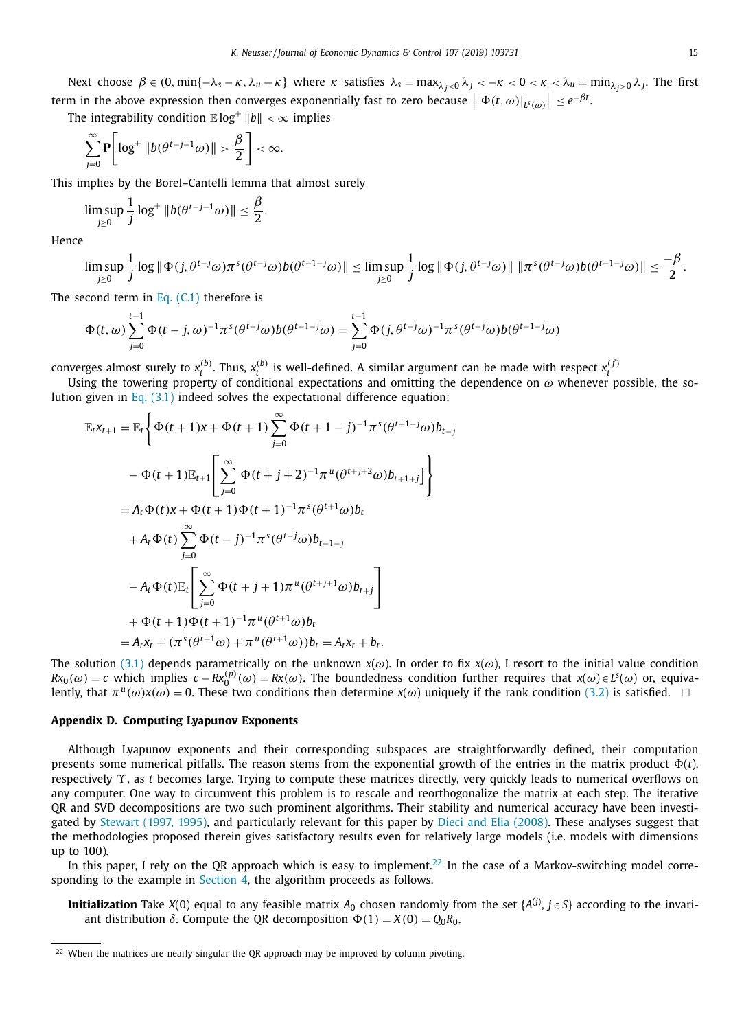Next choose $\beta \in (0, \min\{-\lambda_s - \kappa, \lambda_u + \kappa\}$ where $\kappa$ satisfies $\lambda_s = \max_{\lambda_j<0} \lambda_j < -\kappa < 0 < \kappa < \lambda_u = \min_{\lambda_j>0} \lambda_j$. The first term in the above expression then converges exponentially fast to zero because $\left\| \Phi(t,\omega)|_{L^s(\omega)} \right\| \le e^{-\beta t}$.

The integrability condition $\mathbb{E} \log^+ \|b\| < \infty$ implies

$$\sum_{j=0}^{\infty} \mathbf{P}\left[ \log^+ \|b(\theta^{t-j-1}\omega)\| > \frac{\beta}{2} \right] < \infty.$$

This implies by the Borel–Cantelli lemma that almost surely

$$\limsup_{j\ge 0} \frac{1}{j} \log^+ \|b(\theta^{t-j-1}\omega)\| \le \frac{\beta}{2}.$$

Hence

$$\limsup_{j\ge 0} \frac{1}{j} \log \|\Phi(j,\theta^{t-j}\omega)\pi^s(\theta^{t-j}\omega)b(\theta^{t-1-j}\omega)\| \le \limsup_{j\ge 0} \frac{1}{j} \log \|\Phi(j,\theta^{t-j}\omega)\| \; \|\pi^s(\theta^{t-j}\omega)b(\theta^{t-1-j}\omega)\| \le \frac{-\beta}{2}.$$

The second term in Eq. (C.1) therefore is

$$\Phi(t,\omega)\sum_{j=0}^{t-1} \Phi(t-j,\omega)^{-1}\pi^s(\theta^{t-j}\omega)b(\theta^{t-1-j}\omega) = \sum_{j=0}^{t-1} \Phi(j,\theta^{t-j}\omega)^{-1}\pi^s(\theta^{t-j}\omega)b(\theta^{t-1-j}\omega)$$

converges almost surely to $x_t^{(b)}$. Thus, $x_t^{(b)}$ is well-defined. A similar argument can be made with respect $x_t^{(f)}$

Using the towering property of conditional expectations and omitting the dependence on $\omega$ whenever possible, the solution given in Eq. (3.1) indeed solves the expectational difference equation:

$$\begin{aligned}
\mathbb{E}_t x_{t+1} &= \mathbb{E}_t \Bigg\{ \Phi(t+1)x + \Phi(t+1)\sum_{j=0}^{\infty} \Phi(t+1-j)^{-1}\pi^s(\theta^{t+1-j}\omega)b_{t-j} \\
&\quad - \Phi(t+1)\mathbb{E}_{t+1}\left[ \sum_{j=0}^{\infty} \Phi(t+j+2)^{-1}\pi^u(\theta^{t+j+2}\omega)b_{t+1+j} \right] \Bigg\} \\
&= A_t\Phi(t)x + \Phi(t+1)\Phi(t+1)^{-1}\pi^s(\theta^{t+1}\omega)b_t \\
&\quad + A_t\Phi(t)\sum_{j=0}^{\infty} \Phi(t-j)^{-1}\pi^s(\theta^{t-j}\omega)b_{t-1-j} \\
&\quad - A_t\Phi(t)\mathbb{E}_t\left[ \sum_{j=0}^{\infty} \Phi(t+j+1)\pi^u(\theta^{t+j+1}\omega)b_{t+j} \right] \\
&\quad + \Phi(t+1)\Phi(t+1)^{-1}\pi^u(\theta^{t+1}\omega)b_t \\
&= A_t x_t + (\pi^s(\theta^{t+1}\omega) + \pi^u(\theta^{t+1}\omega))b_t = A_t x_t + b_t.
\end{aligned}$$

The solution (3.1) depends parametrically on the unknown $x(\omega)$. In order to fix $x(\omega)$, I resort to the initial value condition $Rx_0(\omega) = c$ which implies $c - Rx_0^{(p)}(\omega) = Rx(\omega)$. The boundedness condition further requires that $x(\omega) \in L^s(\omega)$ or, equivalently, that $\pi^u(\omega)x(\omega) = 0$. These two conditions then determine $x(\omega)$ uniquely if the rank condition (3.2) is satisfied. □

## Appendix D. Computing Lyapunov Exponents

Although Lyapunov exponents and their corresponding subspaces are straightforwardly defined, their computation presents some numerical pitfalls. The reason stems from the exponential growth of the entries in the matrix product $\Phi(t)$, respectively $\Upsilon$, as $t$ becomes large. Trying to compute these matrices directly, very quickly leads to numerical overflows on any computer. One way to circumvent this problem is to rescale and reorthogonalize the matrix at each step. The iterative QR and SVD decompositions are two such prominent algorithms. Their stability and numerical accuracy have been investigated by Stewart (1997, 1995), and particularly relevant for this paper by Dieci and Elia (2008). These analyses suggest that the methodologies proposed therein gives satisfactory results even for relatively large models (i.e. models with dimensions up to 100).

In this paper, I rely on the QR approach which is easy to implement.[22] In the case of a Markov-switching model corresponding to the example in Section 4, the algorithm proceeds as follows.

**Initialization** Take $X(0)$ equal to any feasible matrix $A_0$ chosen randomly from the set $\{A^{(j)}, j \in S\}$ according to the invariant distribution $\delta$. Compute the QR decomposition $\Phi(1) = X(0) = Q_0R_0$.

[22] When the matrices are nearly singular the QR approach may be improved by column pivoting.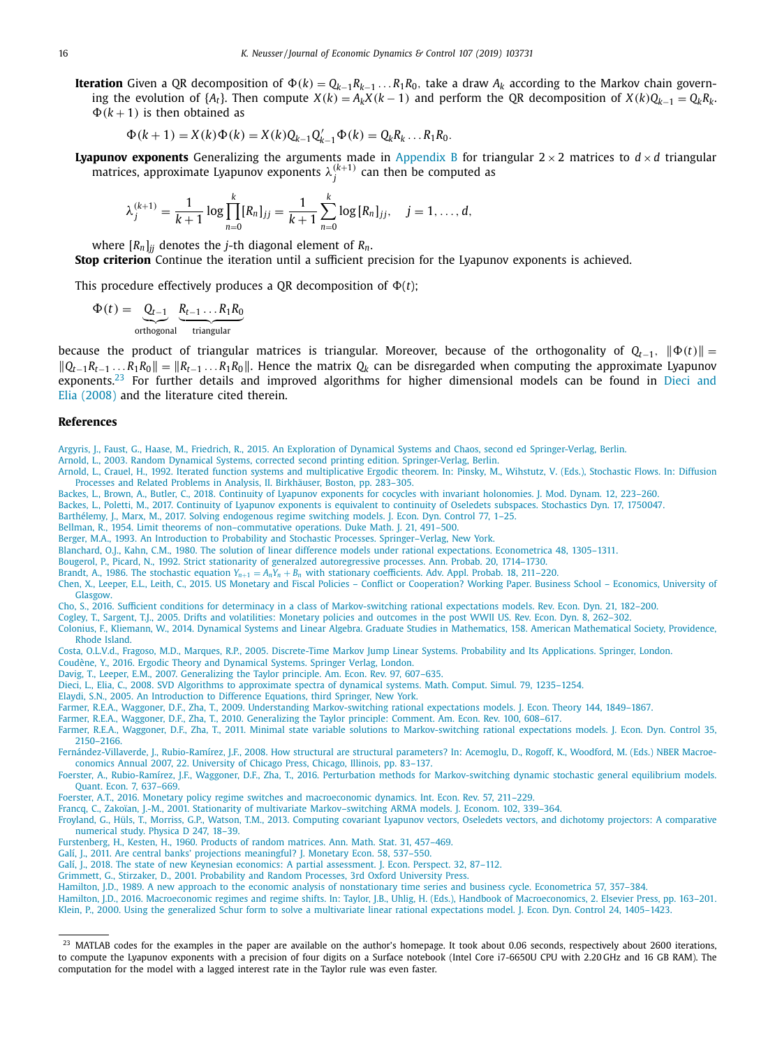**Iteration** Given a QR decomposition of $\Phi(k) = Q_{k-1}R_{k-1}\ldots R_1R_0$, take a draw $A_k$ according to the Markov chain governing the evolution of $\{A_t\}$. Then compute $X(k) = A_kX(k-1)$ and perform the QR decomposition of $X(k)Q_{k-1} = Q_kR_k$. $\Phi(k+1)$ is then obtained as

$$\Phi(k+1) = X(k)\Phi(k) = X(k)Q_{k-1}Q_{k-1}'\Phi(k) = Q_kR_k\ldots R_1R_0.$$

**Lyapunov exponents** Generalizing the arguments made in Appendix B for triangular $2\times 2$ matrices to $d\times d$ triangular matrices, approximate Lyapunov exponents $\lambda_j^{(k+1)}$ can then be computed as

$$\lambda_j^{(k+1)} = \frac{1}{k+1}\log\prod_{n=0}^{k}[R_n]_{jj} = \frac{1}{k+1}\sum_{n=0}^{k}\log[R_n]_{jj}, \quad j = 1,\ldots,d,$$

where $[R_n]_{jj}$ denotes the $j$-th diagonal element of $R_n$.

**Stop criterion** Continue the iteration until a sufficient precision for the Lyapunov exponents is achieved.

This procedure effectively produces a QR decomposition of $\Phi(t)$;

$$\Phi(t) = \underbrace{Q_{t-1}}_{\text{orthogonal}}\ \underbrace{R_{t-1}\ldots R_1R_0}_{\text{triangular}}$$

because the product of triangular matrices is triangular. Moreover, because of the orthogonality of $Q_{t-1}$, $\|\Phi(t)\| = \|Q_{t-1}R_{t-1}\ldots R_1R_0\| = \|R_{t-1}\ldots R_1R_0\|$. Hence the matrix $Q_k$ can be disregarded when computing the approximate Lyapunov exponents.[23] For further details and improved algorithms for higher dimensional models can be found in Dieci and Elia (2008) and the literature cited therein.

## References

Argyris, J., Faust, G., Haase, M., Friedrich, R., 2015. An Exploration of Dynamical Systems and Chaos, second ed Springer-Verlag, Berlin.
Arnold, L., 2003. Random Dynamical Systems, corrected second printing edition. Springer-Verlag, Berlin.
Arnold, L., Crauel, H., 1992. Iterated function systems and multiplicative Ergodic theorem. In: Pinsky, M., Wihstutz, V. (Eds.), Stochastic Flows. In: Diffusion Processes and Related Problems in Analysis, II. Birkhäuser, Boston, pp. 283–305.
Backes, L., Brown, A., Butler, C., 2018. Continuity of Lyapunov exponents for cocycles with invariant holonomies. J. Mod. Dynam. 12, 223–260.
Backes, L., Poletti, M., 2017. Continuity of Lyapunov exponents is equivalent to continuity of Oseledets subspaces. Stochastics Dyn. 17, 1750047.
Barthélemy, J., Marx, M., 2017. Solving endogenous regime switching models. J. Econ. Dyn. Control 77, 1–25.
Bellman, R., 1954. Limit theorems of non–commutative operations. Duke Math. J. 21, 491–500.
Berger, M.A., 1993. An Introduction to Probability and Stochastic Processes. Springer–Verlag, New York.
Blanchard, O.J., Kahn, C.M., 1980. The solution of linear difference models under rational expectations. Econometrica 48, 1305–1311.
Bougerol, P., Picard, N., 1992. Strict stationarity of generalized autoregressive processes. Ann. Probab. 20, 1714–1730.
Brandt, A., 1986. The stochastic equation $Y_{n+1} = A_nY_n + B_n$ with stationary coefficients. Adv. Appl. Probab. 18, 211–220.
Chen, X., Leeper, E.L., Leith, C., 2015. US Monetary and Fiscal Policies – Conflict or Cooperation? Working Paper. Business School – Economics, University of Glasgow.
Cho, S., 2016. Sufficient conditions for determinacy in a class of Markov-switching rational expectations models. Rev. Econ. Dyn. 21, 182–200.
Cogley, T., Sargent, T.J., 2005. Drifts and volatilities: Monetary policies and outcomes in the post WWII US. Rev. Econ. Dyn. 8, 262–302.
Colonius, F., Kliemann, W., 2014. Dynamical Systems and Linear Algebra. Graduate Studies in Mathematics, 158. American Mathematical Society, Providence, Rhode Island.
Costa, O.L.V.d., Fragoso, M.D., Marques, R.P., 2005. Discrete-Time Markov Jump Linear Systems. Probability and Its Applications. Springer, London.
Coudène, Y., 2016. Ergodic Theory and Dynamical Systems. Springer Verlag, London.
Davig, T., Leeper, E.M., 2007. Generalizing the Taylor principle. Am. Econ. Rev. 97, 607–635.
Dieci, L., Elia, C., 2008. SVD Algorithms to approximate spectra of dynamical systems. Math. Comput. Simul. 79, 1235–1254.
Elaydi, S.N., 2005. An Introduction to Difference Equations, third Springer, New York.
Farmer, R.E.A., Waggoner, D.F., Zha, T., 2009. Understanding Markov-switching rational expectations models. J. Econ. Theory 144, 1849–1867.
Farmer, R.E.A., Waggoner, D.F., Zha, T., 2010. Generalizing the Taylor principle: Comment. Am. Econ. Rev. 100, 608–617.
Farmer, R.E.A., Waggoner, D.F., Zha, T., 2011. Minimal state variable solutions to Markov-switching rational expectations models. J. Econ. Dyn. Control 35, 2150–2166.
Fernández-Villaverde, J., Rubio-Ramírez, J.F., 2008. How structural are structural parameters? In: Acemoglu, D., Rogoff, K., Woodford, M. (Eds.) NBER Macroeconomics Annual 2007, 22. University of Chicago Press, Chicago, Illinois, pp. 83–137.
Foerster, A., Rubio-Ramírez, J.F., Waggoner, D.F., Zha, T., 2016. Perturbation methods for Markov-switching dynamic stochastic general equilibrium models. Quant. Econ. 7, 637–669.
Foerster, A.T., 2016. Monetary policy regime switches and macroeconomic dynamics. Int. Econ. Rev. 57, 211–229.
Francq, C., Zakoïan, J.-M., 2001. Stationarity of multivariate Markov–switching ARMA models. J. Econom. 102, 339–364.
Froyland, G., Hüls, T., Morriss, G.P., Watson, T.M., 2013. Computing covariant Lyapunov vectors, Oseledets vectors, and dichotomy projectors: A comparative numerical study. Physica D 247, 18–39.
Furstenberg, H., Kesten, H., 1960. Products of random matrices. Ann. Math. Stat. 31, 457–469.
Galí, J., 2011. Are central banks' projections meaningful? J. Monetary Econ. 58, 537–550.
Galí, J., 2018. The state of new Keynesian economics: A partial assessment. J. Econ. Perspect. 32, 87–112.
Grimmett, G., Stirzaker, D., 2001. Probability and Random Processes, 3rd Oxford University Press.
Hamilton, J.D., 1989. A new approach to the economic analysis of nonstationary time series and business cycle. Econometrica 57, 357–384.
Hamilton, J.D., 2016. Macroeconomic regimes and regime shifts. In: Taylor, J.B., Uhlig, H. (Eds.), Handbook of Macroeconomics, 2. Elsevier Press, pp. 163–201.
Klein, P., 2000. Using the generalized Schur form to solve a multivariate linear rational expectations model. J. Econ. Dyn. Control 24, 1405–1423.

[23] MATLAB codes for the examples in the paper are available on the author's homepage. It took about 0.06 seconds, respectively about 2600 iterations, to compute the Lyapunov exponents with a precision of four digits on a Surface notebook (Intel Core i7-6650U CPU with 2.20 GHz and 16 GB RAM). The computation for the model with a lagged interest rate in the Taylor rule was even faster.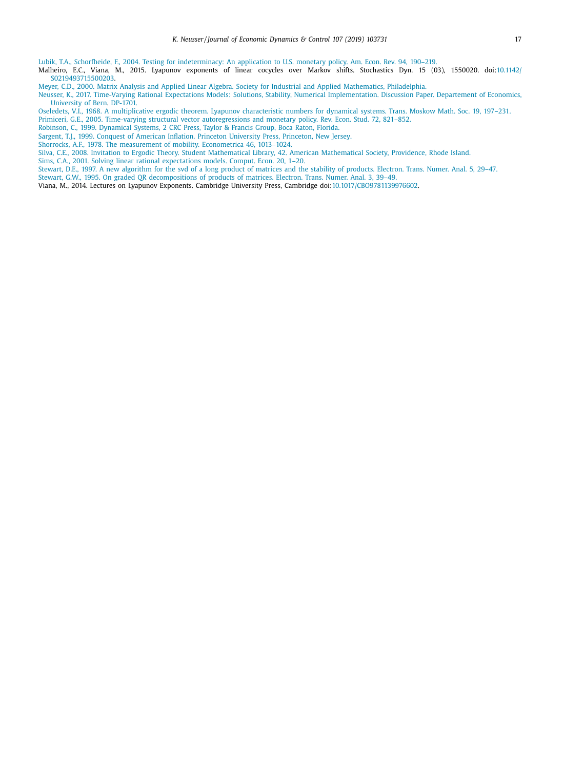Lubik, T.A., Schorfheide, F., 2004. Testing for indeterminacy: An application to U.S. monetary policy. Am. Econ. Rev. 94, 190–219.

Malheiro, E.C., Viana, M., 2015. Lyapunov exponents of linear cocycles over Markov shifts. Stochastics Dyn. 15 (03), 1550020. doi:10.1142/S0219493715500203.

Meyer, C.D., 2000. Matrix Analysis and Applied Linear Algebra. Society for Industrial and Applied Mathematics, Philadelphia.

Neusser, K., 2017. Time-Varying Rational Expectations Models: Solutions, Stability, Numerical Implementation. Discussion Paper. Departement of Economics, University of Bern. DP-1701.

Oseledets, V.I., 1968. A multiplicative ergodic theorem. Lyapunov characteristic numbers for dynamical systems. Trans. Moskow Math. Soc. 19, 197–231.

Primiceri, G.E., 2005. Time-varying structural vector autoregressions and monetary policy. Rev. Econ. Stud. 72, 821–852.

Robinson, C., 1999. Dynamical Systems, 2 CRC Press, Taylor & Francis Group, Boca Raton, Florida.

Sargent, T.J., 1999. Conquest of American Inflation. Princeton University Press, Princeton, New Jersey.

Shorrocks, A.F., 1978. The measurement of mobility. Econometrica 46, 1013–1024.

Silva, C.E., 2008. Invitation to Ergodic Theory. Student Mathematical Library, 42. American Mathematical Society, Providence, Rhode Island.

Sims, C.A., 2001. Solving linear rational expectations models. Comput. Econ. 20, 1–20.

Stewart, D.E., 1997. A new algorithm for the svd of a long product of matrices and the stability of products. Electron. Trans. Numer. Anal. 5, 29–47.

Stewart, G.W., 1995. On graded QR decompositions of products of matrices. Electron. Trans. Numer. Anal. 3, 39–49.

Viana, M., 2014. Lectures on Lyapunov Exponents. Cambridge University Press, Cambridge doi:10.1017/CBO9781139976602.